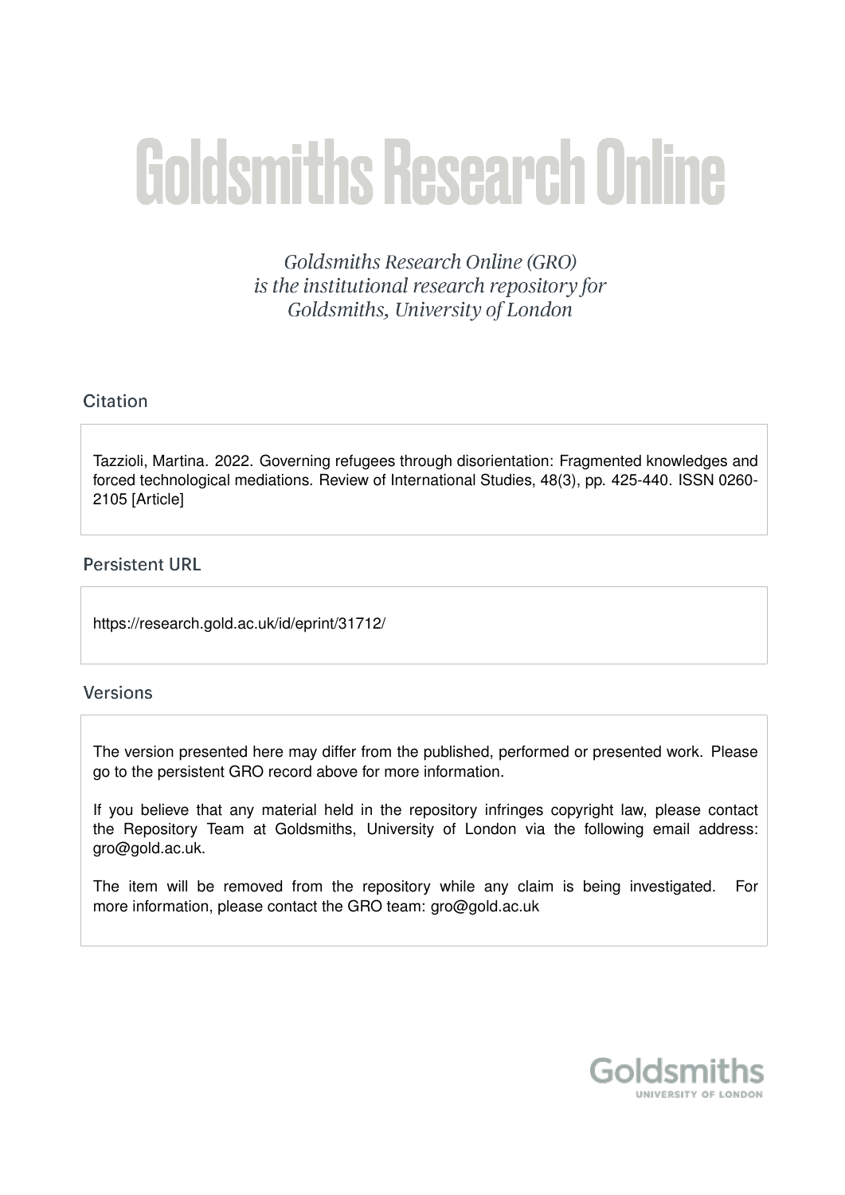# Goldsmiths Research Online

*Goldsmiths Research Online (GRO) is the institutional research repository for Goldsmiths, University of London*

## Citation

Tazzioli, Martina. 2022. Governing refugees through disorientation: Fragmented knowledges and forced technological mediations. Review of International Studies, 48(3), pp. 425-440. ISSN 0260-2105 [Article]

## Persistent URL

https://research.gold.ac.uk/id/eprint/31712/

## Versions

The version presented here may differ from the published, performed or presented work. Please go to the persistent GRO record above for more information.

If you believe that any material held in the repository infringes copyright law, please contact the Repository Team at Goldsmiths, University of London via the following email address: gro@gold.ac.uk.

The item will be removed from the repository while any claim is being investigated. For more information, please contact the GRO team: gro@gold.ac.uk

Goldsmiths
UNIVERSITY OF LONDON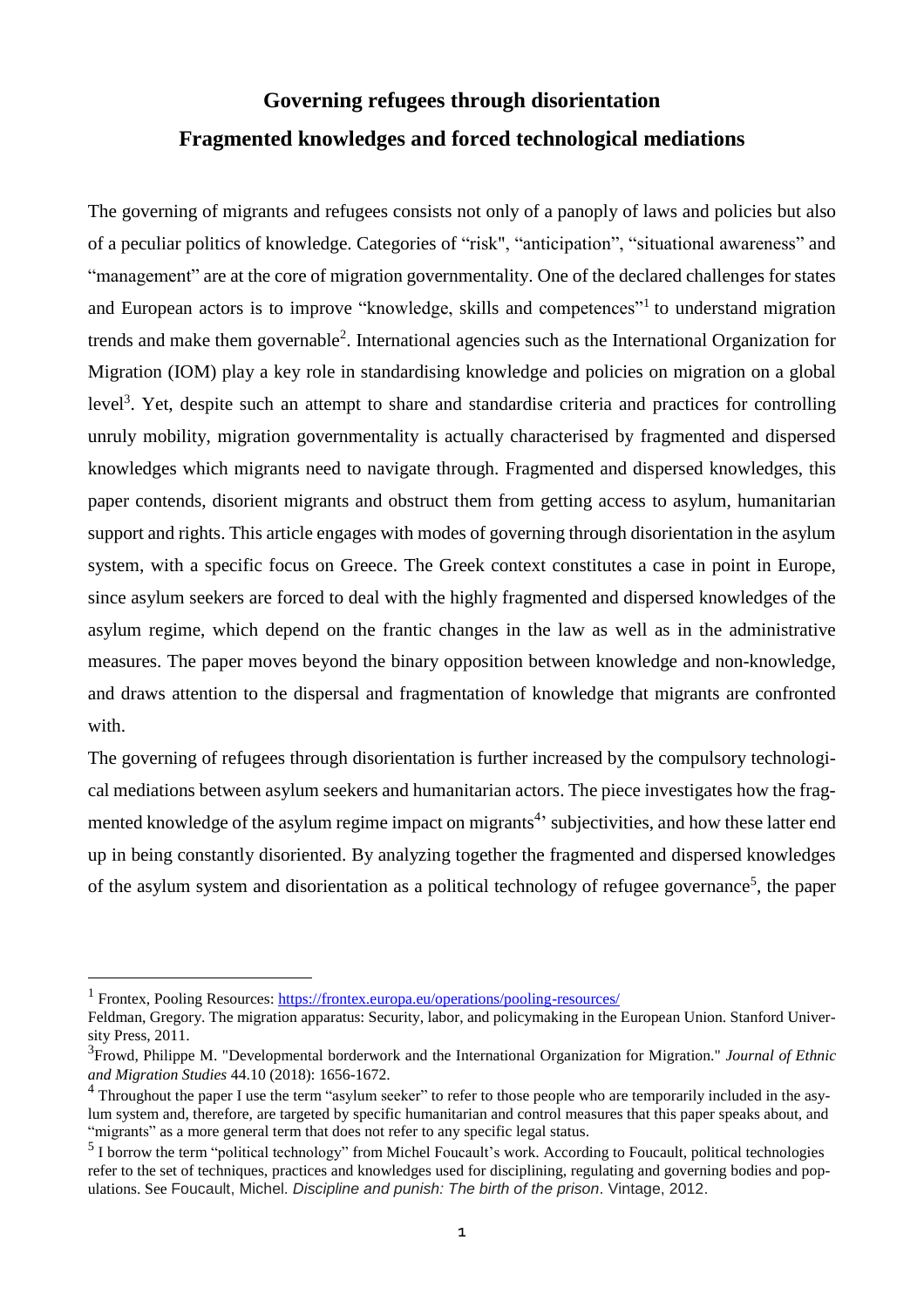# Governing refugees through disorientation

# Fragmented knowledges and forced technological mediations

The governing of migrants and refugees consists not only of a panoply of laws and policies but also of a peculiar politics of knowledge. Categories of "risk", "anticipation", "situational awareness" and "management" are at the core of migration governmentality. One of the declared challenges for states and European actors is to improve "knowledge, skills and competences"[1] to understand migration trends and make them governable[2]. International agencies such as the International Organization for Migration (IOM) play a key role in standardising knowledge and policies on migration on a global level[3]. Yet, despite such an attempt to share and standardise criteria and practices for controlling unruly mobility, migration governmentality is actually characterised by fragmented and dispersed knowledges which migrants need to navigate through. Fragmented and dispersed knowledges, this paper contends, disorient migrants and obstruct them from getting access to asylum, humanitarian support and rights. This article engages with modes of governing through disorientation in the asylum system, with a specific focus on Greece. The Greek context constitutes a case in point in Europe, since asylum seekers are forced to deal with the highly fragmented and dispersed knowledges of the asylum regime, which depend on the frantic changes in the law as well as in the administrative measures. The paper moves beyond the binary opposition between knowledge and non-knowledge, and draws attention to the dispersal and fragmentation of knowledge that migrants are confronted with.

The governing of refugees through disorientation is further increased by the compulsory technological mediations between asylum seekers and humanitarian actors. The piece investigates how the fragmented knowledge of the asylum regime impact on migrants[4]' subjectivities, and how these latter end up in being constantly disoriented. By analyzing together the fragmented and dispersed knowledges of the asylum system and disorientation as a political technology of refugee governance[5], the paper

---

[1] Frontex, Pooling Resources: https://frontex.europa.eu/operations/pooling-resources/

Feldman, Gregory. The migration apparatus: Security, labor, and policymaking in the European Union. Stanford University Press, 2011.

[3] Frowd, Philippe M. "Developmental borderwork and the International Organization for Migration." *Journal of Ethnic and Migration Studies* 44.10 (2018): 1656-1672.

[4] Throughout the paper I use the term "asylum seeker" to refer to those people who are temporarily included in the asylum system and, therefore, are targeted by specific humanitarian and control measures that this paper speaks about, and "migrants" as a more general term that does not refer to any specific legal status.

[5] I borrow the term "political technology" from Michel Foucault's work. According to Foucault, political technologies refer to the set of techniques, practices and knowledges used for disciplining, regulating and governing bodies and populations. See Foucault, Michel. *Discipline and punish: The birth of the prison*. Vintage, 2012.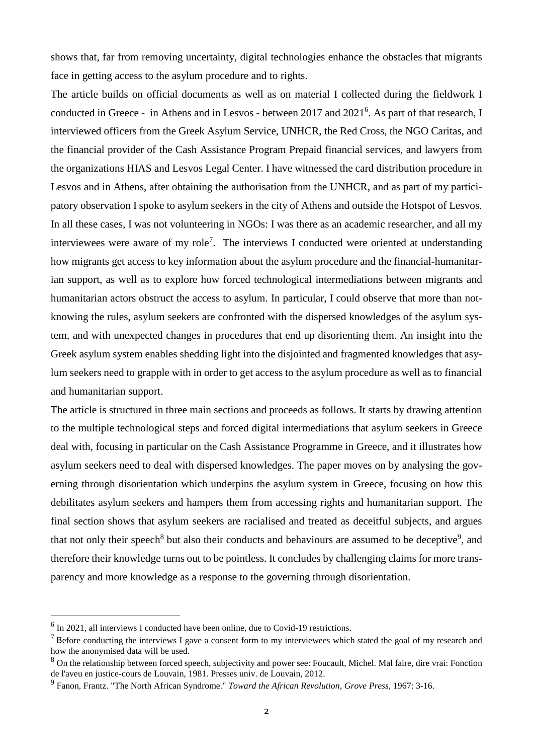shows that, far from removing uncertainty, digital technologies enhance the obstacles that migrants face in getting access to the asylum procedure and to rights.

The article builds on official documents as well as on material I collected during the fieldwork I conducted in Greece - in Athens and in Lesvos - between 2017 and 2021[6]. As part of that research, I interviewed officers from the Greek Asylum Service, UNHCR, the Red Cross, the NGO Caritas, and the financial provider of the Cash Assistance Program Prepaid financial services, and lawyers from the organizations HIAS and Lesvos Legal Center. I have witnessed the card distribution procedure in Lesvos and in Athens, after obtaining the authorisation from the UNHCR, and as part of my participatory observation I spoke to asylum seekers in the city of Athens and outside the Hotspot of Lesvos. In all these cases, I was not volunteering in NGOs: I was there as an academic researcher, and all my interviewees were aware of my role[7]. The interviews I conducted were oriented at understanding how migrants get access to key information about the asylum procedure and the financial-humanitarian support, as well as to explore how forced technological intermediations between migrants and humanitarian actors obstruct the access to asylum. In particular, I could observe that more than not-knowing the rules, asylum seekers are confronted with the dispersed knowledges of the asylum system, and with unexpected changes in procedures that end up disorienting them. An insight into the Greek asylum system enables shedding light into the disjointed and fragmented knowledges that asylum seekers need to grapple with in order to get access to the asylum procedure as well as to financial and humanitarian support.

The article is structured in three main sections and proceeds as follows. It starts by drawing attention to the multiple technological steps and forced digital intermediations that asylum seekers in Greece deal with, focusing in particular on the Cash Assistance Programme in Greece, and it illustrates how asylum seekers need to deal with dispersed knowledges. The paper moves on by analysing the governing through disorientation which underpins the asylum system in Greece, focusing on how this debilitates asylum seekers and hampers them from accessing rights and humanitarian support. The final section shows that asylum seekers are racialised and treated as deceitful subjects, and argues that not only their speech[8] but also their conducts and behaviours are assumed to be deceptive[9], and therefore their knowledge turns out to be pointless. It concludes by challenging claims for more transparency and more knowledge as a response to the governing through disorientation.

---

[6] In 2021, all interviews I conducted have been online, due to Covid-19 restrictions.

[7] Before conducting the interviews I gave a consent form to my interviewees which stated the goal of my research and how the anonymised data will be used.

[8] On the relationship between forced speech, subjectivity and power see: Foucault, Michel. Mal faire, dire vrai: Fonction de l'aveu en justice-cours de Louvain, 1981. Presses univ. de Louvain, 2012.

[9] Fanon, Frantz. "The North African Syndrome." *Toward the African Revolution, Grove Press,* 1967: 3-16.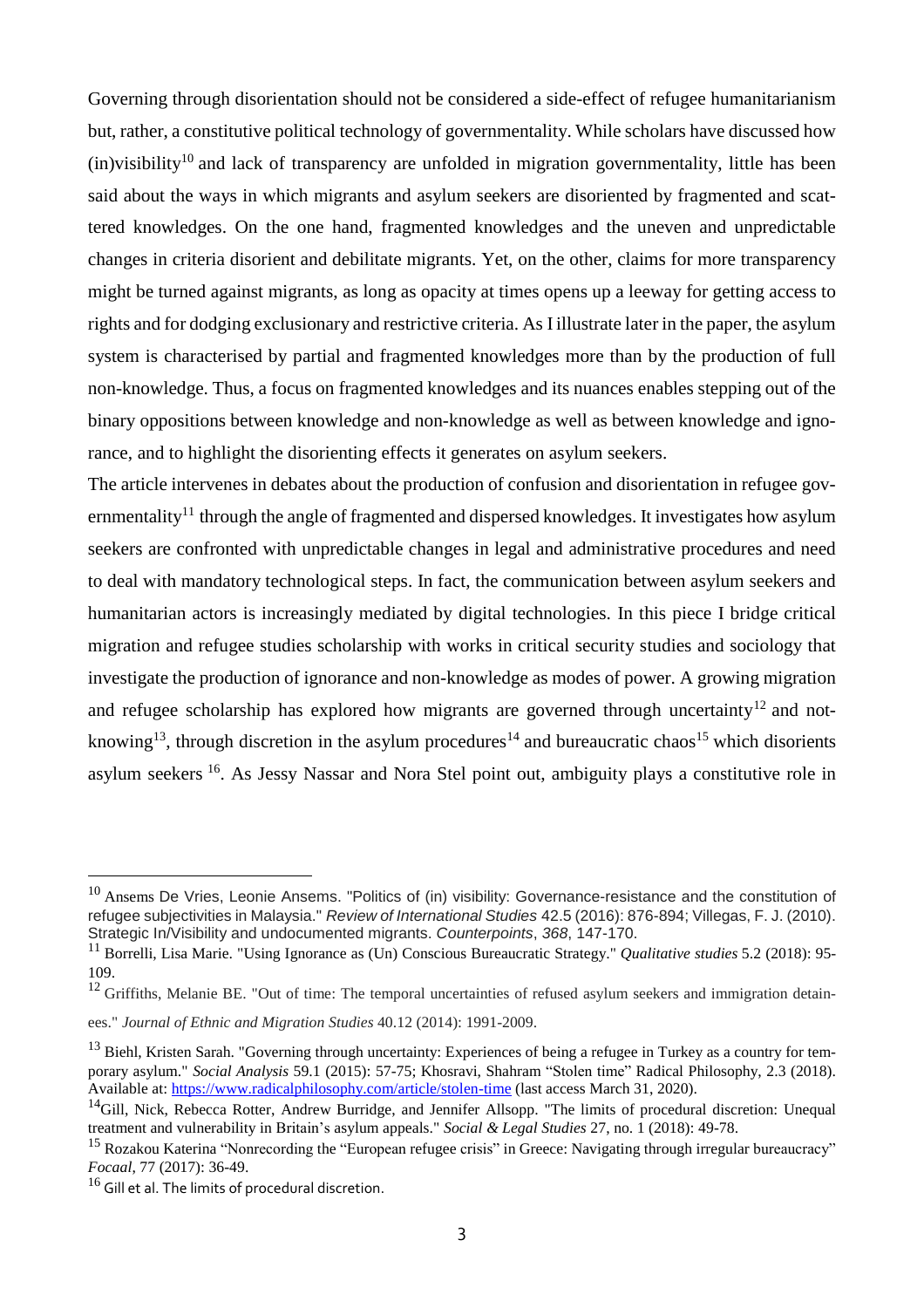Governing through disorientation should not be considered a side-effect of refugee humanitarianism but, rather, a constitutive political technology of governmentality. While scholars have discussed how (in)visibility[10] and lack of transparency are unfolded in migration governmentality, little has been said about the ways in which migrants and asylum seekers are disoriented by fragmented and scattered knowledges. On the one hand, fragmented knowledges and the uneven and unpredictable changes in criteria disorient and debilitate migrants. Yet, on the other, claims for more transparency might be turned against migrants, as long as opacity at times opens up a leeway for getting access to rights and for dodging exclusionary and restrictive criteria. As I illustrate later in the paper, the asylum system is characterised by partial and fragmented knowledges more than by the production of full non-knowledge. Thus, a focus on fragmented knowledges and its nuances enables stepping out of the binary oppositions between knowledge and non-knowledge as well as between knowledge and ignorance, and to highlight the disorienting effects it generates on asylum seekers.

The article intervenes in debates about the production of confusion and disorientation in refugee governmentality[11] through the angle of fragmented and dispersed knowledges. It investigates how asylum seekers are confronted with unpredictable changes in legal and administrative procedures and need to deal with mandatory technological steps. In fact, the communication between asylum seekers and humanitarian actors is increasingly mediated by digital technologies. In this piece I bridge critical migration and refugee studies scholarship with works in critical security studies and sociology that investigate the production of ignorance and non-knowledge as modes of power. A growing migration and refugee scholarship has explored how migrants are governed through uncertainty[12] and not-knowing[13], through discretion in the asylum procedures[14] and bureaucratic chaos[15] which disorients asylum seekers [16]. As Jessy Nassar and Nora Stel point out, ambiguity plays a constitutive role in

---

[10] Ansems De Vries, Leonie Ansems. "Politics of (in) visibility: Governance-resistance and the constitution of refugee subjectivities in Malaysia." *Review of International Studies* 42.5 (2016): 876-894; Villegas, F. J. (2010). Strategic In/Visibility and undocumented migrants. *Counterpoints*, *368*, 147-170.

[11] Borrelli, Lisa Marie. "Using Ignorance as (Un) Conscious Bureaucratic Strategy." *Qualitative studies* 5.2 (2018): 95-109.

[12] Griffiths, Melanie BE. "Out of time: The temporal uncertainties of refused asylum seekers and immigration detainees." *Journal of Ethnic and Migration Studies* 40.12 (2014): 1991-2009.

[13] Biehl, Kristen Sarah. "Governing through uncertainty: Experiences of being a refugee in Turkey as a country for temporary asylum." *Social Analysis* 59.1 (2015): 57-75; Khosravi, Shahram "Stolen time" Radical Philosophy, 2.3 (2018). Available at: https://www.radicalphilosophy.com/article/stolen-time (last access March 31, 2020).

[14] Gill, Nick, Rebecca Rotter, Andrew Burridge, and Jennifer Allsopp. "The limits of procedural discretion: Unequal treatment and vulnerability in Britain's asylum appeals." *Social & Legal Studies* 27, no. 1 (2018): 49-78.

[15] Rozakou Katerina "Nonrecording the "European refugee crisis" in Greece: Navigating through irregular bureaucracy" *Focaal*, 77 (2017): 36-49.

[16] Gill et al. The limits of procedural discretion.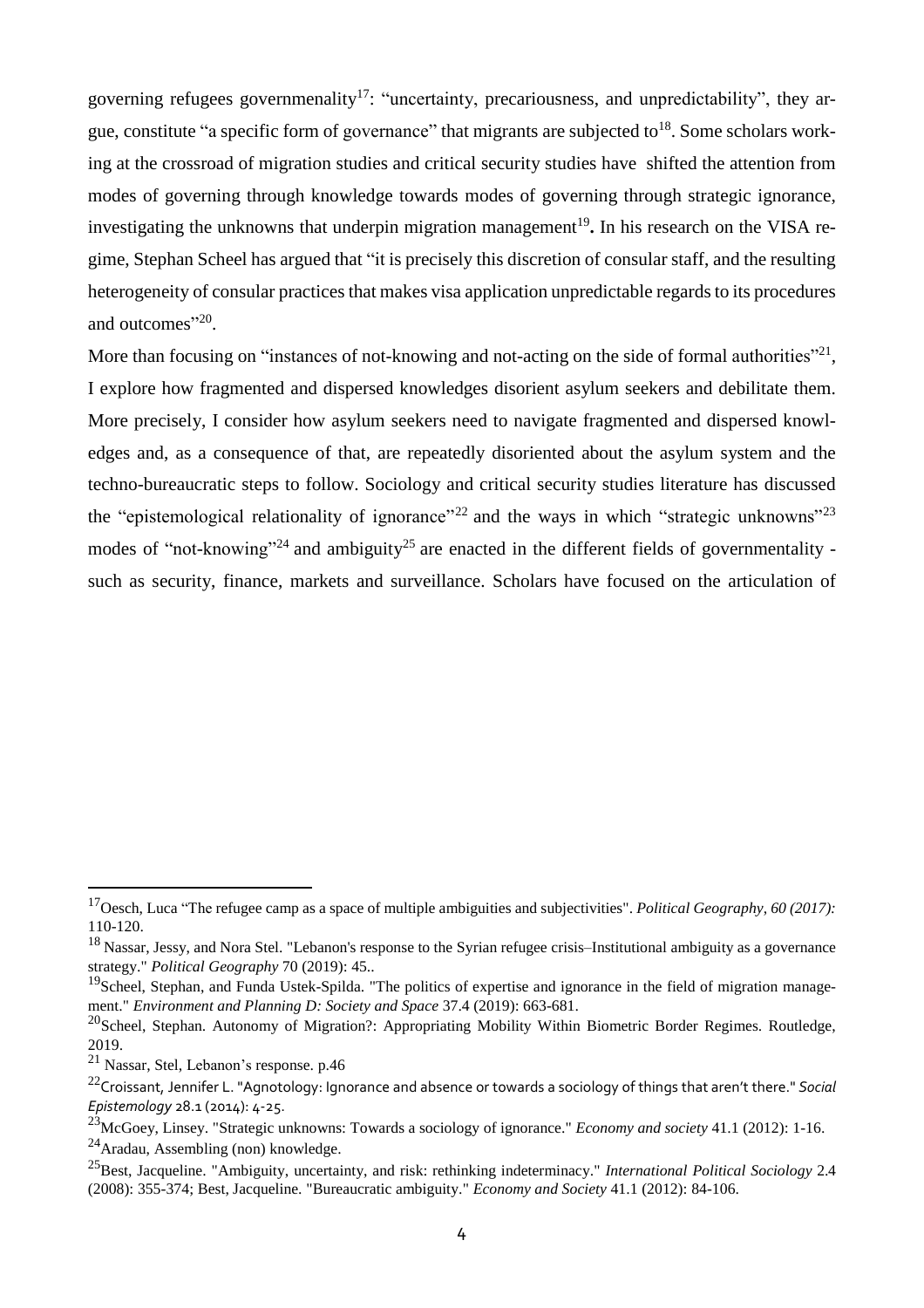governing refugees governmenality[17]: "uncertainty, precariousness, and unpredictability", they argue, constitute "a specific form of governance" that migrants are subjected to[18]. Some scholars working at the crossroad of migration studies and critical security studies have shifted the attention from modes of governing through knowledge towards modes of governing through strategic ignorance, investigating the unknowns that underpin migration management[19]**.** In his research on the VISA regime, Stephan Scheel has argued that "it is precisely this discretion of consular staff, and the resulting heterogeneity of consular practices that makes visa application unpredictable regards to its procedures and outcomes"[20].

More than focusing on "instances of not-knowing and not-acting on the side of formal authorities"[21], I explore how fragmented and dispersed knowledges disorient asylum seekers and debilitate them. More precisely, I consider how asylum seekers need to navigate fragmented and dispersed knowledges and, as a consequence of that, are repeatedly disoriented about the asylum system and the techno-bureaucratic steps to follow. Sociology and critical security studies literature has discussed the "epistemological relationality of ignorance"[22] and the ways in which "strategic unknowns"[23] modes of "not-knowing"[24] and ambiguity[25] are enacted in the different fields of governmentality - such as security, finance, markets and surveillance. Scholars have focused on the articulation of

---

[17] Oesch, Luca "The refugee camp as a space of multiple ambiguities and subjectivities". *Political Geography, 60 (2017):* 110-120.

[18] Nassar, Jessy, and Nora Stel. "Lebanon's response to the Syrian refugee crisis–Institutional ambiguity as a governance strategy." *Political Geography* 70 (2019): 45..

[19] Scheel, Stephan, and Funda Ustek-Spilda. "The politics of expertise and ignorance in the field of migration management." *Environment and Planning D: Society and Space* 37.4 (2019): 663-681.

[20] Scheel, Stephan. Autonomy of Migration?: Appropriating Mobility Within Biometric Border Regimes. Routledge, 2019.

[21] Nassar, Stel, Lebanon's response. p.46

[22] Croissant, Jennifer L. "Agnotology: Ignorance and absence or towards a sociology of things that aren't there." *Social Epistemology* 28.1 (2014): 4-25.

[23] McGoey, Linsey. "Strategic unknowns: Towards a sociology of ignorance." *Economy and society* 41.1 (2012): 1-16.

[24] Aradau, Assembling (non) knowledge.

[25] Best, Jacqueline. "Ambiguity, uncertainty, and risk: rethinking indeterminacy." *International Political Sociology* 2.4 (2008): 355-374; Best, Jacqueline. "Bureaucratic ambiguity." *Economy and Society* 41.1 (2012): 84-106.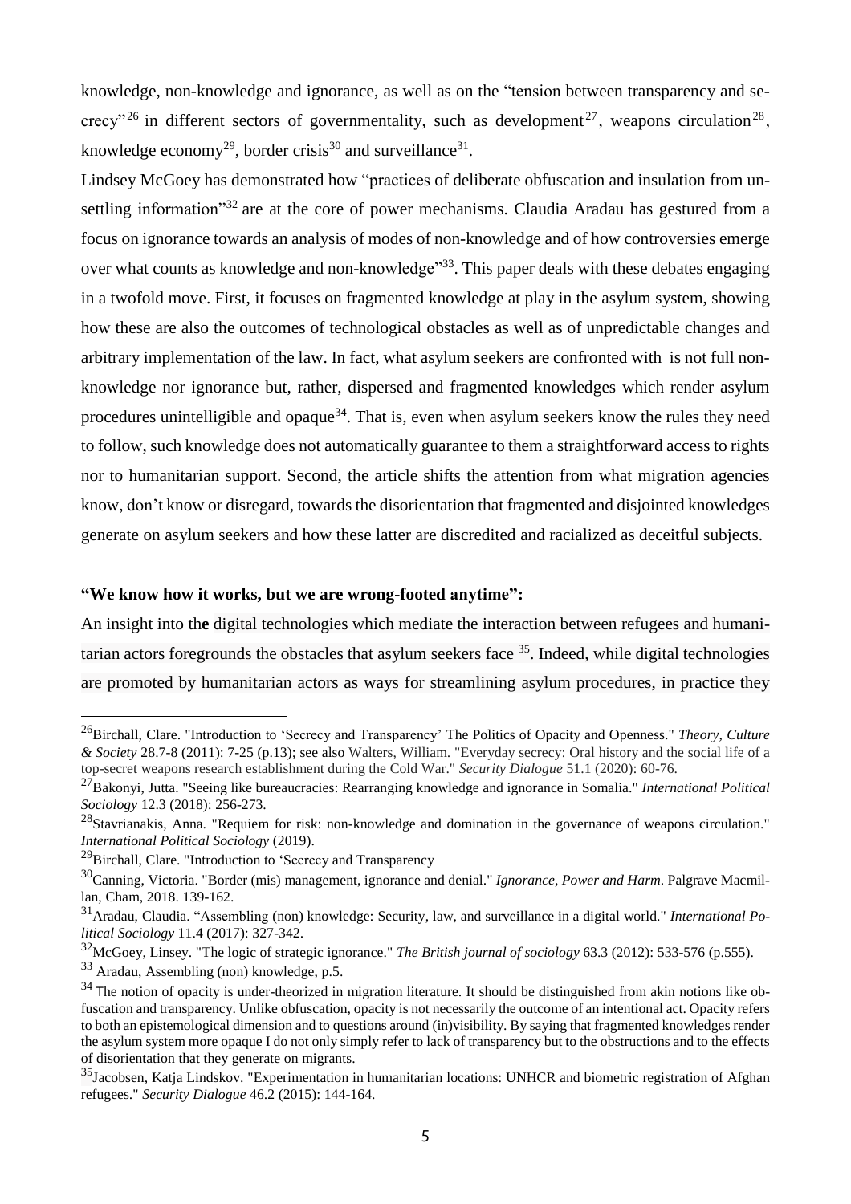knowledge, non-knowledge and ignorance, as well as on the "tension between transparency and secrecy"[26] in different sectors of governmentality, such as development[27], weapons circulation[28], knowledge economy[29], border crisis[30] and surveillance[31].

Lindsey McGoey has demonstrated how "practices of deliberate obfuscation and insulation from unsettling information"[32] are at the core of power mechanisms. Claudia Aradau has gestured from a focus on ignorance towards an analysis of modes of non-knowledge and of how controversies emerge over what counts as knowledge and non-knowledge"[33]. This paper deals with these debates engaging in a twofold move. First, it focuses on fragmented knowledge at play in the asylum system, showing how these are also the outcomes of technological obstacles as well as of unpredictable changes and arbitrary implementation of the law. In fact, what asylum seekers are confronted with is not full non-knowledge nor ignorance but, rather, dispersed and fragmented knowledges which render asylum procedures unintelligible and opaque[34]. That is, even when asylum seekers know the rules they need to follow, such knowledge does not automatically guarantee to them a straightforward access to rights nor to humanitarian support. Second, the article shifts the attention from what migration agencies know, don't know or disregard, towards the disorientation that fragmented and disjointed knowledges generate on asylum seekers and how these latter are discredited and racialized as deceitful subjects.

**"We know how it works, but we are wrong-footed anytime":**

An insight into the digital technologies which mediate the interaction between refugees and humanitarian actors foregrounds the obstacles that asylum seekers face [35]. Indeed, while digital technologies are promoted by humanitarian actors as ways for streamlining asylum procedures, in practice they

---

[26] Birchall, Clare. "Introduction to 'Secrecy and Transparency' The Politics of Opacity and Openness." *Theory, Culture & Society* 28.7-8 (2011): 7-25 (p.13); see also Walters, William. "Everyday secrecy: Oral history and the social life of a top-secret weapons research establishment during the Cold War." *Security Dialogue* 51.1 (2020): 60-76.

[27] Bakonyi, Jutta. "Seeing like bureaucracies: Rearranging knowledge and ignorance in Somalia." *International Political Sociology* 12.3 (2018): 256-273.

[28] Stavrianakis, Anna. "Requiem for risk: non-knowledge and domination in the governance of weapons circulation." *International Political Sociology* (2019).

[29] Birchall, Clare. "Introduction to 'Secrecy and Transparency

[30] Canning, Victoria. "Border (mis) management, ignorance and denial." *Ignorance, Power and Harm*. Palgrave Macmillan, Cham, 2018. 139-162.

[31] Aradau, Claudia. "Assembling (non) knowledge: Security, law, and surveillance in a digital world." *International Political Sociology* 11.4 (2017): 327-342.

[32] McGoey, Linsey. "The logic of strategic ignorance." *The British journal of sociology* 63.3 (2012): 533-576 (p.555).

[33] Aradau, Assembling (non) knowledge, p.5.

[34] The notion of opacity is under-theorized in migration literature. It should be distinguished from akin notions like obfuscation and transparency. Unlike obfuscation, opacity is not necessarily the outcome of an intentional act. Opacity refers to both an epistemological dimension and to questions around (in)visibility. By saying that fragmented knowledges render the asylum system more opaque I do not only simply refer to lack of transparency but to the obstructions and to the effects of disorientation that they generate on migrants.

[35] Jacobsen, Katja Lindskov. "Experimentation in humanitarian locations: UNHCR and biometric registration of Afghan refugees." *Security Dialogue* 46.2 (2015): 144-164.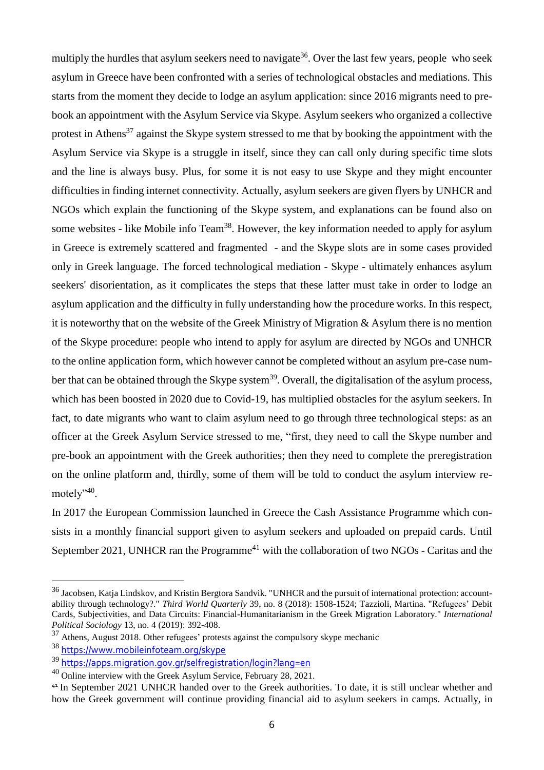multiply the hurdles that asylum seekers need to navigate[36]. Over the last few years, people who seek asylum in Greece have been confronted with a series of technological obstacles and mediations. This starts from the moment they decide to lodge an asylum application: since 2016 migrants need to pre-book an appointment with the Asylum Service via Skype. Asylum seekers who organized a collective protest in Athens[37] against the Skype system stressed to me that by booking the appointment with the Asylum Service via Skype is a struggle in itself, since they can call only during specific time slots and the line is always busy. Plus, for some it is not easy to use Skype and they might encounter difficulties in finding internet connectivity. Actually, asylum seekers are given flyers by UNHCR and NGOs which explain the functioning of the Skype system, and explanations can be found also on some websites - like Mobile info Team[38]. However, the key information needed to apply for asylum in Greece is extremely scattered and fragmented - and the Skype slots are in some cases provided only in Greek language. The forced technological mediation - Skype - ultimately enhances asylum seekers' disorientation, as it complicates the steps that these latter must take in order to lodge an asylum application and the difficulty in fully understanding how the procedure works. In this respect, it is noteworthy that on the website of the Greek Ministry of Migration & Asylum there is no mention of the Skype procedure: people who intend to apply for asylum are directed by NGOs and UNHCR to the online application form, which however cannot be completed without an asylum pre-case number that can be obtained through the Skype system[39]. Overall, the digitalisation of the asylum process, which has been boosted in 2020 due to Covid-19, has multiplied obstacles for the asylum seekers. In fact, to date migrants who want to claim asylum need to go through three technological steps: as an officer at the Greek Asylum Service stressed to me, "first, they need to call the Skype number and pre-book an appointment with the Greek authorities; then they need to complete the preregistration on the online platform and, thirdly, some of them will be told to conduct the asylum interview remotely"[40].

In 2017 the European Commission launched in Greece the Cash Assistance Programme which consists in a monthly financial support given to asylum seekers and uploaded on prepaid cards. Until September 2021, UNHCR ran the Programme[41] with the collaboration of two NGOs - Caritas and the

---

[36] Jacobsen, Katja Lindskov, and Kristin Bergtora Sandvik. "UNHCR and the pursuit of international protection: accountability through technology?." *Third World Quarterly* 39, no. 8 (2018): 1508-1524; Tazzioli, Martina. "Refugees' Debit Cards, Subjectivities, and Data Circuits: Financial-Humanitarianism in the Greek Migration Laboratory." *International Political Sociology* 13, no. 4 (2019): 392-408.

[37] Athens, August 2018. Other refugees' protests against the compulsory skype mechanic

[38] https://www.mobileinfoteam.org/skype

[39] https://apps.migration.gov.gr/selfregistration/login?lang=en

[40] Online interview with the Greek Asylum Service, February 28, 2021.

[41] In September 2021 UNHCR handed over to the Greek authorities. To date, it is still unclear whether and how the Greek government will continue providing financial aid to asylum seekers in camps. Actually, in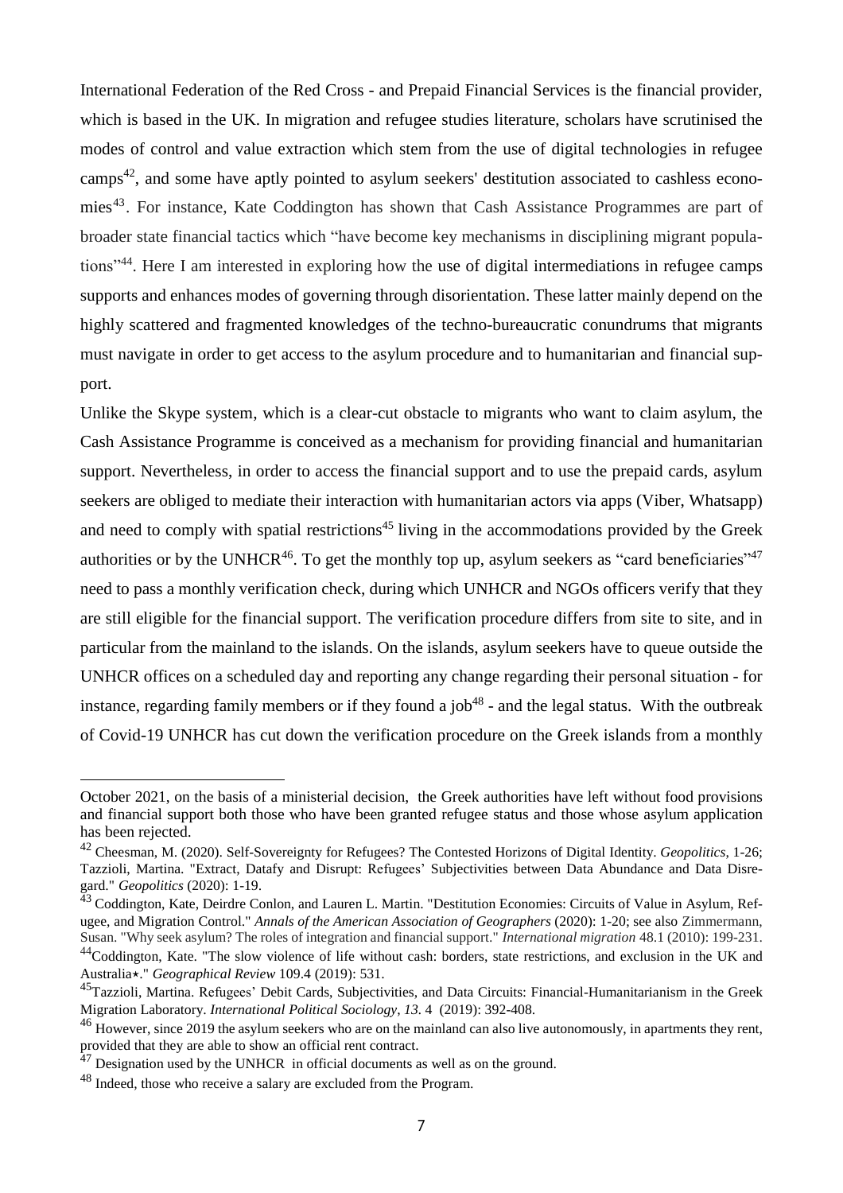International Federation of the Red Cross - and Prepaid Financial Services is the financial provider, which is based in the UK. In migration and refugee studies literature, scholars have scrutinised the modes of control and value extraction which stem from the use of digital technologies in refugee camps[42], and some have aptly pointed to asylum seekers' destitution associated to cashless economies[43]. For instance, Kate Coddington has shown that Cash Assistance Programmes are part of broader state financial tactics which "have become key mechanisms in disciplining migrant populations"[44]. Here I am interested in exploring how the use of digital intermediations in refugee camps supports and enhances modes of governing through disorientation. These latter mainly depend on the highly scattered and fragmented knowledges of the techno-bureaucratic conundrums that migrants must navigate in order to get access to the asylum procedure and to humanitarian and financial support.

Unlike the Skype system, which is a clear-cut obstacle to migrants who want to claim asylum, the Cash Assistance Programme is conceived as a mechanism for providing financial and humanitarian support. Nevertheless, in order to access the financial support and to use the prepaid cards, asylum seekers are obliged to mediate their interaction with humanitarian actors via apps (Viber, Whatsapp) and need to comply with spatial restrictions[45] living in the accommodations provided by the Greek authorities or by the UNHCR[46]. To get the monthly top up, asylum seekers as "card beneficiaries"[47] need to pass a monthly verification check, during which UNHCR and NGOs officers verify that they are still eligible for the financial support. The verification procedure differs from site to site, and in particular from the mainland to the islands. On the islands, asylum seekers have to queue outside the UNHCR offices on a scheduled day and reporting any change regarding their personal situation - for instance, regarding family members or if they found a job[48] - and the legal status. With the outbreak of Covid-19 UNHCR has cut down the verification procedure on the Greek islands from a monthly

---

October 2021, on the basis of a ministerial decision, the Greek authorities have left without food provisions and financial support both those who have been granted refugee status and those whose asylum application has been rejected.

[42] Cheesman, M. (2020). Self-Sovereignty for Refugees? The Contested Horizons of Digital Identity. *Geopolitics*, 1-26; Tazzioli, Martina. "Extract, Datafy and Disrupt: Refugees' Subjectivities between Data Abundance and Data Disregard." *Geopolitics* (2020): 1-19.

[43] Coddington, Kate, Deirdre Conlon, and Lauren L. Martin. "Destitution Economies: Circuits of Value in Asylum, Refugee, and Migration Control." *Annals of the American Association of Geographers* (2020): 1-20; see also Zimmermann, Susan. "Why seek asylum? The roles of integration and financial support." *International migration* 48.1 (2010): 199-231.

[44] Coddington, Kate. "The slow violence of life without cash: borders, state restrictions, and exclusion in the UK and Australia⋆." *Geographical Review* 109.4 (2019): 531.

[45] Tazzioli, Martina. Refugees' Debit Cards, Subjectivities, and Data Circuits: Financial-Humanitarianism in the Greek Migration Laboratory. *International Political Sociology*, *13*. 4 (2019): 392-408.

[46] However, since 2019 the asylum seekers who are on the mainland can also live autonomously, in apartments they rent, provided that they are able to show an official rent contract.

[47] Designation used by the UNHCR in official documents as well as on the ground.

[48] Indeed, those who receive a salary are excluded from the Program.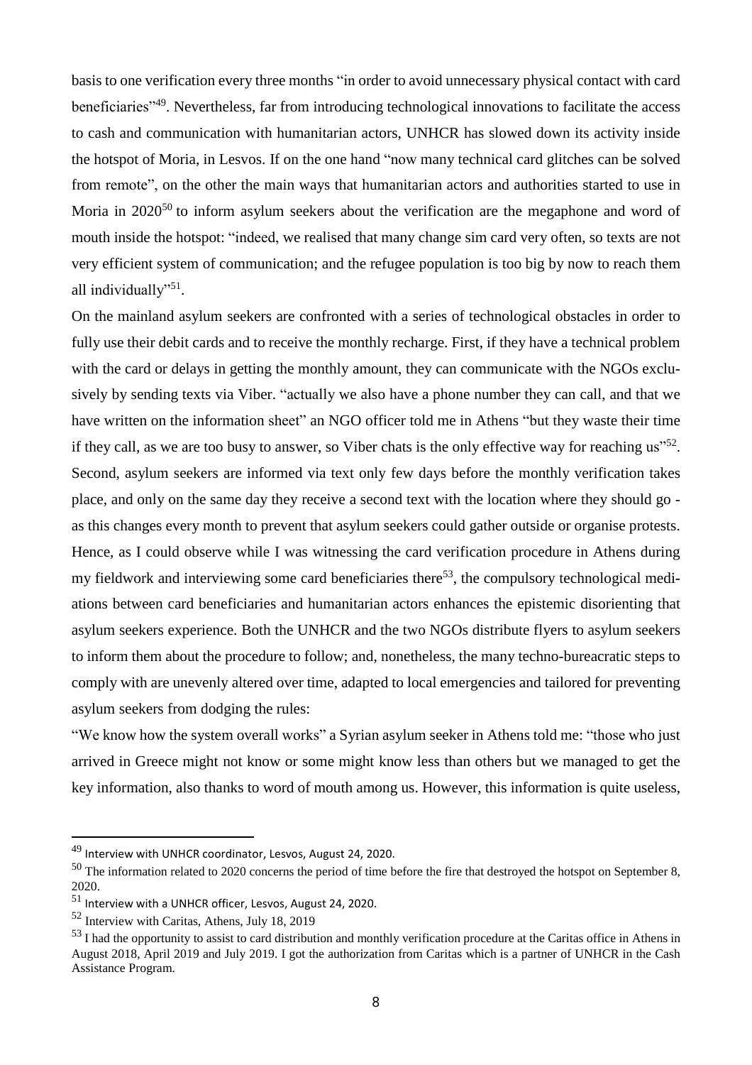basis to one verification every three months "in order to avoid unnecessary physical contact with card beneficiaries"[49]. Nevertheless, far from introducing technological innovations to facilitate the access to cash and communication with humanitarian actors, UNHCR has slowed down its activity inside the hotspot of Moria, in Lesvos. If on the one hand "now many technical card glitches can be solved from remote", on the other the main ways that humanitarian actors and authorities started to use in Moria in 2020[50] to inform asylum seekers about the verification are the megaphone and word of mouth inside the hotspot: "indeed, we realised that many change sim card very often, so texts are not very efficient system of communication; and the refugee population is too big by now to reach them all individually"[51].

On the mainland asylum seekers are confronted with a series of technological obstacles in order to fully use their debit cards and to receive the monthly recharge. First, if they have a technical problem with the card or delays in getting the monthly amount, they can communicate with the NGOs exclusively by sending texts via Viber. "actually we also have a phone number they can call, and that we have written on the information sheet" an NGO officer told me in Athens "but they waste their time if they call, as we are too busy to answer, so Viber chats is the only effective way for reaching us"[52]. Second, asylum seekers are informed via text only few days before the monthly verification takes place, and only on the same day they receive a second text with the location where they should go - as this changes every month to prevent that asylum seekers could gather outside or organise protests. Hence, as I could observe while I was witnessing the card verification procedure in Athens during my fieldwork and interviewing some card beneficiaries there[53], the compulsory technological mediations between card beneficiaries and humanitarian actors enhances the epistemic disorienting that asylum seekers experience. Both the UNHCR and the two NGOs distribute flyers to asylum seekers to inform them about the procedure to follow; and, nonetheless, the many techno-bureacratic steps to comply with are unevenly altered over time, adapted to local emergencies and tailored for preventing asylum seekers from dodging the rules:

"We know how the system overall works" a Syrian asylum seeker in Athens told me: "those who just arrived in Greece might not know or some might know less than others but we managed to get the key information, also thanks to word of mouth among us. However, this information is quite useless,

---

[49] Interview with UNHCR coordinator, Lesvos, August 24, 2020.

[50] The information related to 2020 concerns the period of time before the fire that destroyed the hotspot on September 8, 2020.

[51] Interview with a UNHCR officer, Lesvos, August 24, 2020.

[52] Interview with Caritas, Athens, July 18, 2019

[53] I had the opportunity to assist to card distribution and monthly verification procedure at the Caritas office in Athens in August 2018, April 2019 and July 2019. I got the authorization from Caritas which is a partner of UNHCR in the Cash Assistance Program.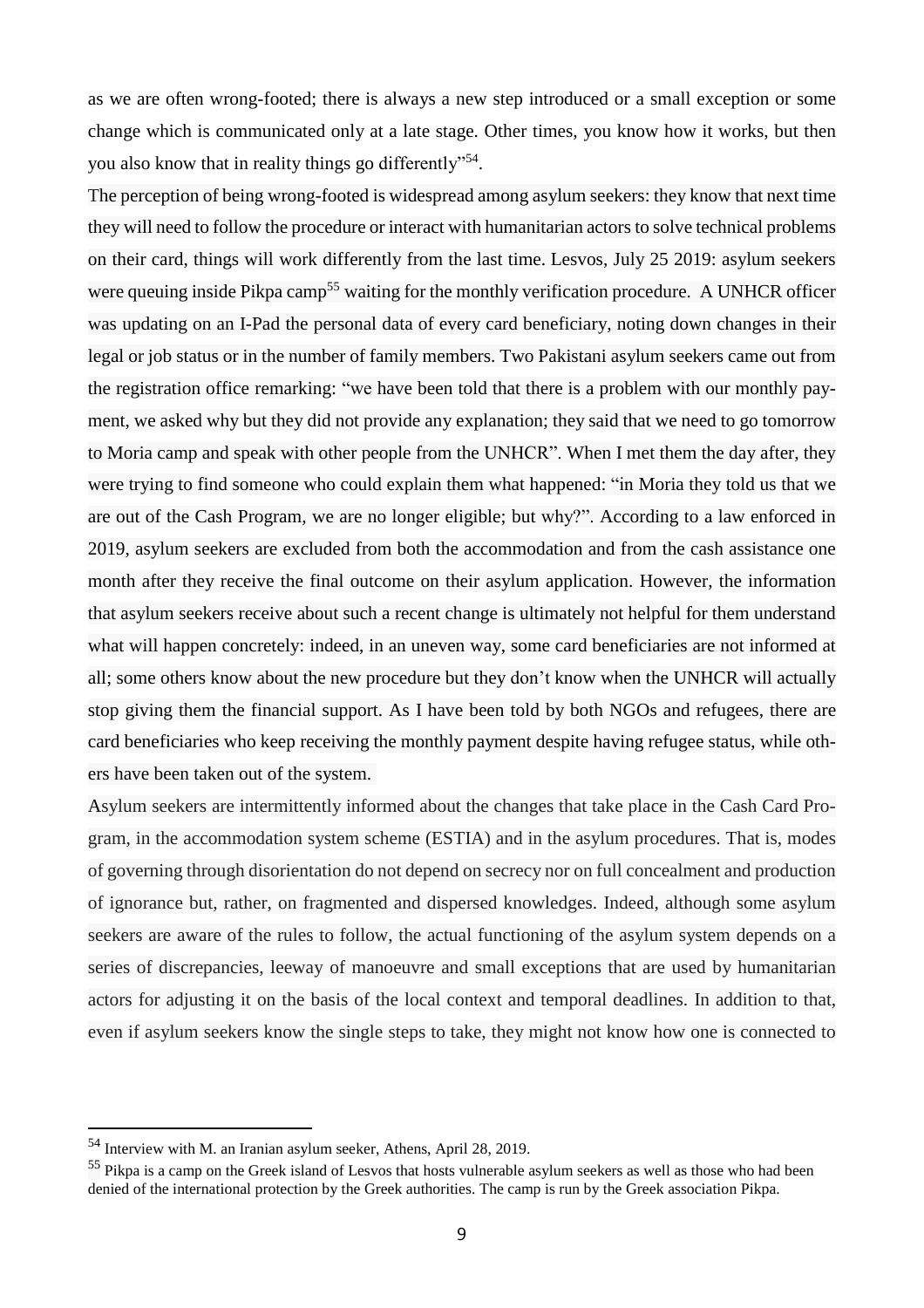as we are often wrong-footed; there is always a new step introduced or a small exception or some change which is communicated only at a late stage. Other times, you know how it works, but then you also know that in reality things go differently"[54].

The perception of being wrong-footed is widespread among asylum seekers: they know that next time they will need to follow the procedure or interact with humanitarian actors to solve technical problems on their card, things will work differently from the last time. Lesvos, July 25 2019: asylum seekers were queuing inside Pikpa camp[55] waiting for the monthly verification procedure. A UNHCR officer was updating on an I-Pad the personal data of every card beneficiary, noting down changes in their legal or job status or in the number of family members. Two Pakistani asylum seekers came out from the registration office remarking: "we have been told that there is a problem with our monthly payment, we asked why but they did not provide any explanation; they said that we need to go tomorrow to Moria camp and speak with other people from the UNHCR". When I met them the day after, they were trying to find someone who could explain them what happened: "in Moria they told us that we are out of the Cash Program, we are no longer eligible; but why?". According to a law enforced in 2019, asylum seekers are excluded from both the accommodation and from the cash assistance one month after they receive the final outcome on their asylum application. However, the information that asylum seekers receive about such a recent change is ultimately not helpful for them understand what will happen concretely: indeed, in an uneven way, some card beneficiaries are not informed at all; some others know about the new procedure but they don't know when the UNHCR will actually stop giving them the financial support. As I have been told by both NGOs and refugees, there are card beneficiaries who keep receiving the monthly payment despite having refugee status, while others have been taken out of the system.

Asylum seekers are intermittently informed about the changes that take place in the Cash Card Program, in the accommodation system scheme (ESTIA) and in the asylum procedures. That is, modes of governing through disorientation do not depend on secrecy nor on full concealment and production of ignorance but, rather, on fragmented and dispersed knowledges. Indeed, although some asylum seekers are aware of the rules to follow, the actual functioning of the asylum system depends on a series of discrepancies, leeway of manoeuvre and small exceptions that are used by humanitarian actors for adjusting it on the basis of the local context and temporal deadlines. In addition to that, even if asylum seekers know the single steps to take, they might not know how one is connected to

---

[54] Interview with M. an Iranian asylum seeker, Athens, April 28, 2019.

[55] Pikpa is a camp on the Greek island of Lesvos that hosts vulnerable asylum seekers as well as those who had been denied of the international protection by the Greek authorities. The camp is run by the Greek association Pikpa.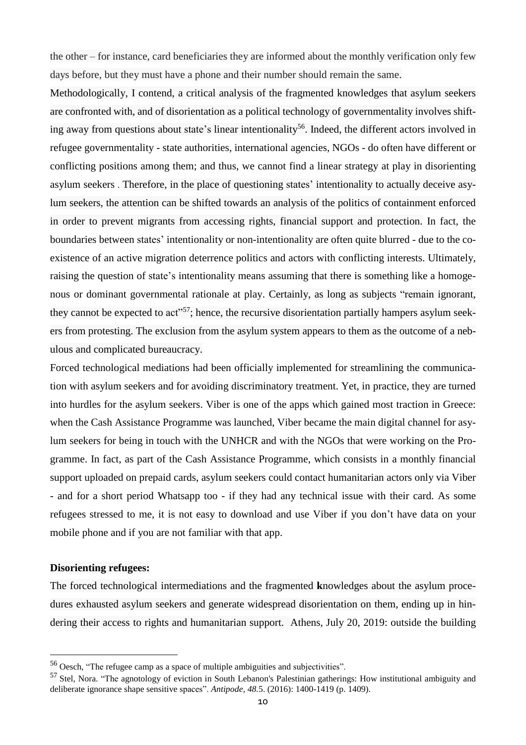the other – for instance, card beneficiaries they are informed about the monthly verification only few days before, but they must have a phone and their number should remain the same.

Methodologically, I contend, a critical analysis of the fragmented knowledges that asylum seekers are confronted with, and of disorientation as a political technology of governmentality involves shifting away from questions about state's linear intentionality[56]. Indeed, the different actors involved in refugee governmentality - state authorities, international agencies, NGOs - do often have different or conflicting positions among them; and thus, we cannot find a linear strategy at play in disorienting asylum seekers . Therefore, in the place of questioning states' intentionality to actually deceive asylum seekers, the attention can be shifted towards an analysis of the politics of containment enforced in order to prevent migrants from accessing rights, financial support and protection. In fact, the boundaries between states' intentionality or non-intentionality are often quite blurred - due to the co-existence of an active migration deterrence politics and actors with conflicting interests. Ultimately, raising the question of state's intentionality means assuming that there is something like a homogenous or dominant governmental rationale at play. Certainly, as long as subjects "remain ignorant, they cannot be expected to act"[57]; hence, the recursive disorientation partially hampers asylum seekers from protesting. The exclusion from the asylum system appears to them as the outcome of a nebulous and complicated bureaucracy.

Forced technological mediations had been officially implemented for streamlining the communication with asylum seekers and for avoiding discriminatory treatment. Yet, in practice, they are turned into hurdles for the asylum seekers. Viber is one of the apps which gained most traction in Greece: when the Cash Assistance Programme was launched, Viber became the main digital channel for asylum seekers for being in touch with the UNHCR and with the NGOs that were working on the Programme. In fact, as part of the Cash Assistance Programme, which consists in a monthly financial support uploaded on prepaid cards, asylum seekers could contact humanitarian actors only via Viber - and for a short period Whatsapp too - if they had any technical issue with their card. As some refugees stressed to me, it is not easy to download and use Viber if you don't have data on your mobile phone and if you are not familiar with that app.

**Disorienting refugees:**

The forced technological intermediations and the fragmented **k**nowledges about the asylum procedures exhausted asylum seekers and generate widespread disorientation on them, ending up in hindering their access to rights and humanitarian support. Athens, July 20, 2019: outside the building

---

[56] Oesch, "The refugee camp as a space of multiple ambiguities and subjectivities".

[57] Stel, Nora. "The agnotology of eviction in South Lebanon's Palestinian gatherings: How institutional ambiguity and deliberate ignorance shape sensitive spaces". *Antipode*, *48*.5. (2016): 1400-1419 (p. 1409).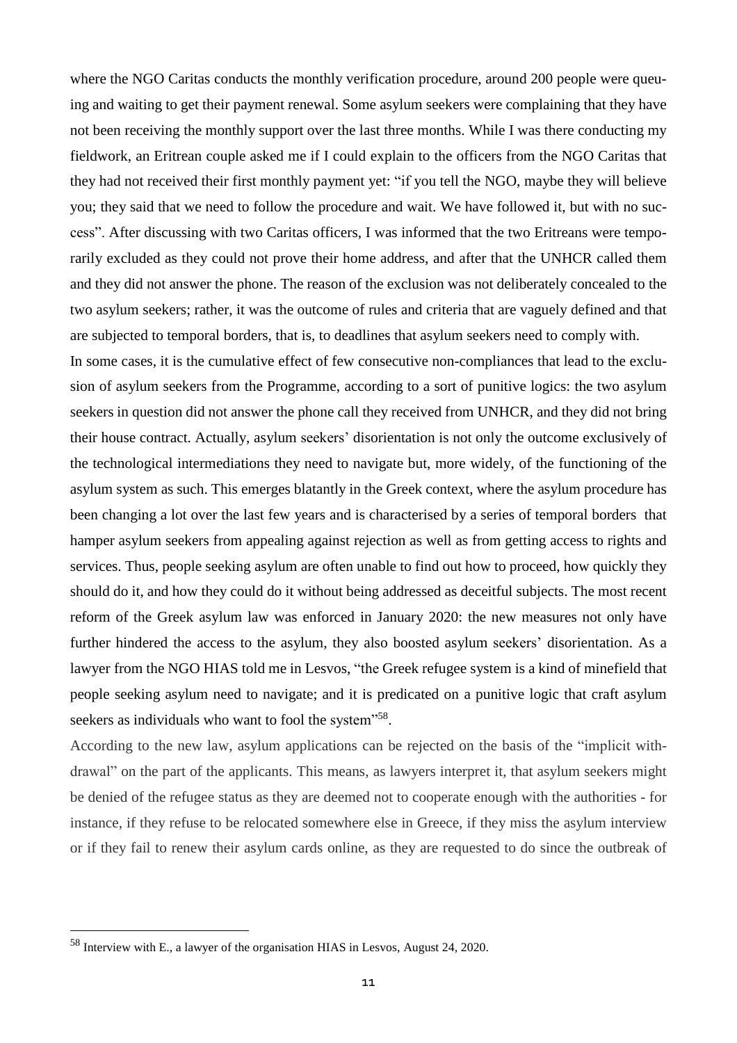where the NGO Caritas conducts the monthly verification procedure, around 200 people were queuing and waiting to get their payment renewal. Some asylum seekers were complaining that they have not been receiving the monthly support over the last three months. While I was there conducting my fieldwork, an Eritrean couple asked me if I could explain to the officers from the NGO Caritas that they had not received their first monthly payment yet: "if you tell the NGO, maybe they will believe you; they said that we need to follow the procedure and wait. We have followed it, but with no success". After discussing with two Caritas officers, I was informed that the two Eritreans were temporarily excluded as they could not prove their home address, and after that the UNHCR called them and they did not answer the phone. The reason of the exclusion was not deliberately concealed to the two asylum seekers; rather, it was the outcome of rules and criteria that are vaguely defined and that are subjected to temporal borders, that is, to deadlines that asylum seekers need to comply with.

In some cases, it is the cumulative effect of few consecutive non-compliances that lead to the exclusion of asylum seekers from the Programme, according to a sort of punitive logics: the two asylum seekers in question did not answer the phone call they received from UNHCR, and they did not bring their house contract. Actually, asylum seekers' disorientation is not only the outcome exclusively of the technological intermediations they need to navigate but, more widely, of the functioning of the asylum system as such. This emerges blatantly in the Greek context, where the asylum procedure has been changing a lot over the last few years and is characterised by a series of temporal borders that hamper asylum seekers from appealing against rejection as well as from getting access to rights and services. Thus, people seeking asylum are often unable to find out how to proceed, how quickly they should do it, and how they could do it without being addressed as deceitful subjects. The most recent reform of the Greek asylum law was enforced in January 2020: the new measures not only have further hindered the access to the asylum, they also boosted asylum seekers' disorientation. As a lawyer from the NGO HIAS told me in Lesvos, "the Greek refugee system is a kind of minefield that people seeking asylum need to navigate; and it is predicated on a punitive logic that craft asylum seekers as individuals who want to fool the system"[58].

According to the new law, asylum applications can be rejected on the basis of the "implicit withdrawal" on the part of the applicants. This means, as lawyers interpret it, that asylum seekers might be denied of the refugee status as they are deemed not to cooperate enough with the authorities - for instance, if they refuse to be relocated somewhere else in Greece, if they miss the asylum interview or if they fail to renew their asylum cards online, as they are requested to do since the outbreak of

---

[58] Interview with E., a lawyer of the organisation HIAS in Lesvos, August 24, 2020.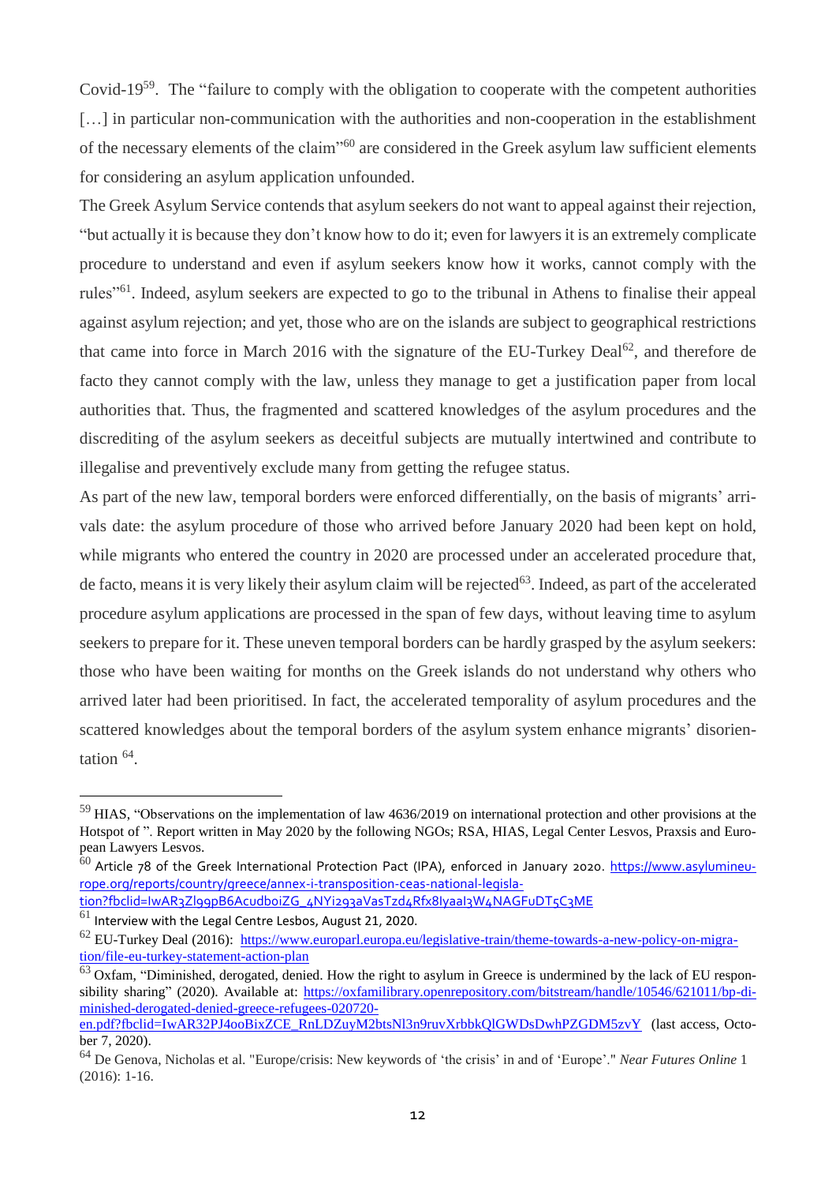Covid-19[59]. The "failure to comply with the obligation to cooperate with the competent authorities […] in particular non-communication with the authorities and non-cooperation in the establishment of the necessary elements of the claim"[60] are considered in the Greek asylum law sufficient elements for considering an asylum application unfounded.

The Greek Asylum Service contends that asylum seekers do not want to appeal against their rejection, "but actually it is because they don't know how to do it; even for lawyers it is an extremely complicate procedure to understand and even if asylum seekers know how it works, cannot comply with the rules"[61]. Indeed, asylum seekers are expected to go to the tribunal in Athens to finalise their appeal against asylum rejection; and yet, those who are on the islands are subject to geographical restrictions that came into force in March 2016 with the signature of the EU-Turkey Deal[62], and therefore de facto they cannot comply with the law, unless they manage to get a justification paper from local authorities that. Thus, the fragmented and scattered knowledges of the asylum procedures and the discrediting of the asylum seekers as deceitful subjects are mutually intertwined and contribute to illegalise and preventively exclude many from getting the refugee status.

As part of the new law, temporal borders were enforced differentially, on the basis of migrants' arrivals date: the asylum procedure of those who arrived before January 2020 had been kept on hold, while migrants who entered the country in 2020 are processed under an accelerated procedure that, de facto, means it is very likely their asylum claim will be rejected[63]. Indeed, as part of the accelerated procedure asylum applications are processed in the span of few days, without leaving time to asylum seekers to prepare for it. These uneven temporal borders can be hardly grasped by the asylum seekers: those who have been waiting for months on the Greek islands do not understand why others who arrived later had been prioritised. In fact, the accelerated temporality of asylum procedures and the scattered knowledges about the temporal borders of the asylum system enhance migrants' disorientation [64].

---

[59] HIAS, "Observations on the implementation of law 4636/2019 on international protection and other provisions at the Hotspot of ". Report written in May 2020 by the following NGOs; RSA, HIAS, Legal Center Lesvos, Praxsis and European Lawyers Lesvos.

[60] Article 78 of the Greek International Protection Pact (IPA), enforced in January 2020. https://www.asylumineurope.org/reports/country/greece/annex-i-transposition-ceas-national-legislation?fbclid=IwAR3Zl99pB6AcudboiZG_4NYi293aVasTzd4Rfx8Iyaal3W4NAGFuDT5C3ME

[61] Interview with the Legal Centre Lesbos, August 21, 2020.

[62] EU-Turkey Deal (2016): https://www.europarl.europa.eu/legislative-train/theme-towards-a-new-policy-on-migration/file-eu-turkey-statement-action-plan

[63] Oxfam, "Diminished, derogated, denied. How the right to asylum in Greece is undermined by the lack of EU responsibility sharing" (2020). Available at: https://oxfamilibrary.openrepository.com/bitstream/handle/10546/621011/bp-diminished-derogated-denied-greece-refugees-020720-en.pdf?fbclid=IwAR32PJ4ooBixZCE_RnLDZuyM2btsNl3n9ruvXrbbkQlGWDsDwhPZGDM5zvY (last access, October 7, 2020).

[64] De Genova, Nicholas et al. "Europe/crisis: New keywords of 'the crisis' in and of 'Europe'." *Near Futures Online* 1 (2016): 1-16.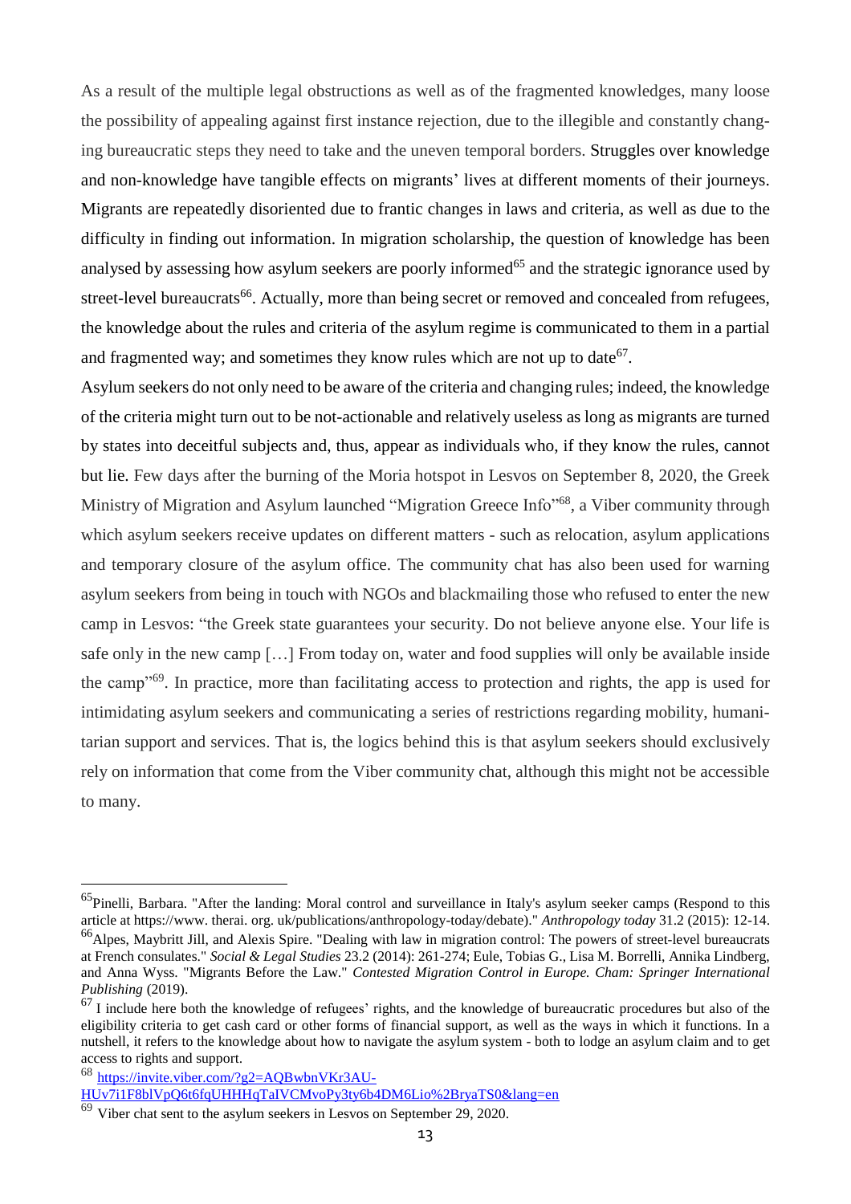As a result of the multiple legal obstructions as well as of the fragmented knowledges, many loose the possibility of appealing against first instance rejection, due to the illegible and constantly changing bureaucratic steps they need to take and the uneven temporal borders. Struggles over knowledge and non-knowledge have tangible effects on migrants' lives at different moments of their journeys. Migrants are repeatedly disoriented due to frantic changes in laws and criteria, as well as due to the difficulty in finding out information. In migration scholarship, the question of knowledge has been analysed by assessing how asylum seekers are poorly informed[65] and the strategic ignorance used by street-level bureaucrats[66]. Actually, more than being secret or removed and concealed from refugees, the knowledge about the rules and criteria of the asylum regime is communicated to them in a partial and fragmented way; and sometimes they know rules which are not up to date[67].

Asylum seekers do not only need to be aware of the criteria and changing rules; indeed, the knowledge of the criteria might turn out to be not-actionable and relatively useless as long as migrants are turned by states into deceitful subjects and, thus, appear as individuals who, if they know the rules, cannot but lie. Few days after the burning of the Moria hotspot in Lesvos on September 8, 2020, the Greek Ministry of Migration and Asylum launched "Migration Greece Info"[68], a Viber community through which asylum seekers receive updates on different matters - such as relocation, asylum applications and temporary closure of the asylum office. The community chat has also been used for warning asylum seekers from being in touch with NGOs and blackmailing those who refused to enter the new camp in Lesvos: "the Greek state guarantees your security. Do not believe anyone else. Your life is safe only in the new camp […] From today on, water and food supplies will only be available inside the camp"[69]. In practice, more than facilitating access to protection and rights, the app is used for intimidating asylum seekers and communicating a series of restrictions regarding mobility, humanitarian support and services. That is, the logics behind this is that asylum seekers should exclusively rely on information that come from the Viber community chat, although this might not be accessible to many.

---

[65] Pinelli, Barbara. "After the landing: Moral control and surveillance in Italy's asylum seeker camps (Respond to this article at https://www. therai. org. uk/publications/anthropology-today/debate)." *Anthropology today* 31.2 (2015): 12-14.

[66] Alpes, Maybritt Jill, and Alexis Spire. "Dealing with law in migration control: The powers of street-level bureaucrats at French consulates." *Social & Legal Studies* 23.2 (2014): 261-274; Eule, Tobias G., Lisa M. Borrelli, Annika Lindberg, and Anna Wyss. "Migrants Before the Law." *Contested Migration Control in Europe. Cham: Springer International Publishing* (2019).

[67] I include here both the knowledge of refugees' rights, and the knowledge of bureaucratic procedures but also of the eligibility criteria to get cash card or other forms of financial support, as well as the ways in which it functions. In a nutshell, it refers to the knowledge about how to navigate the asylum system - both to lodge an asylum claim and to get access to rights and support.

[68] https://invite.viber.com/?g2=AQBwbnVKr3AU-HUv7i1F8blVpQ6t6fqUHHHqTaIVCMvoPy3ty6b4DM6Lio%2BryaTS0&lang=en

[69] Viber chat sent to the asylum seekers in Lesvos on September 29, 2020.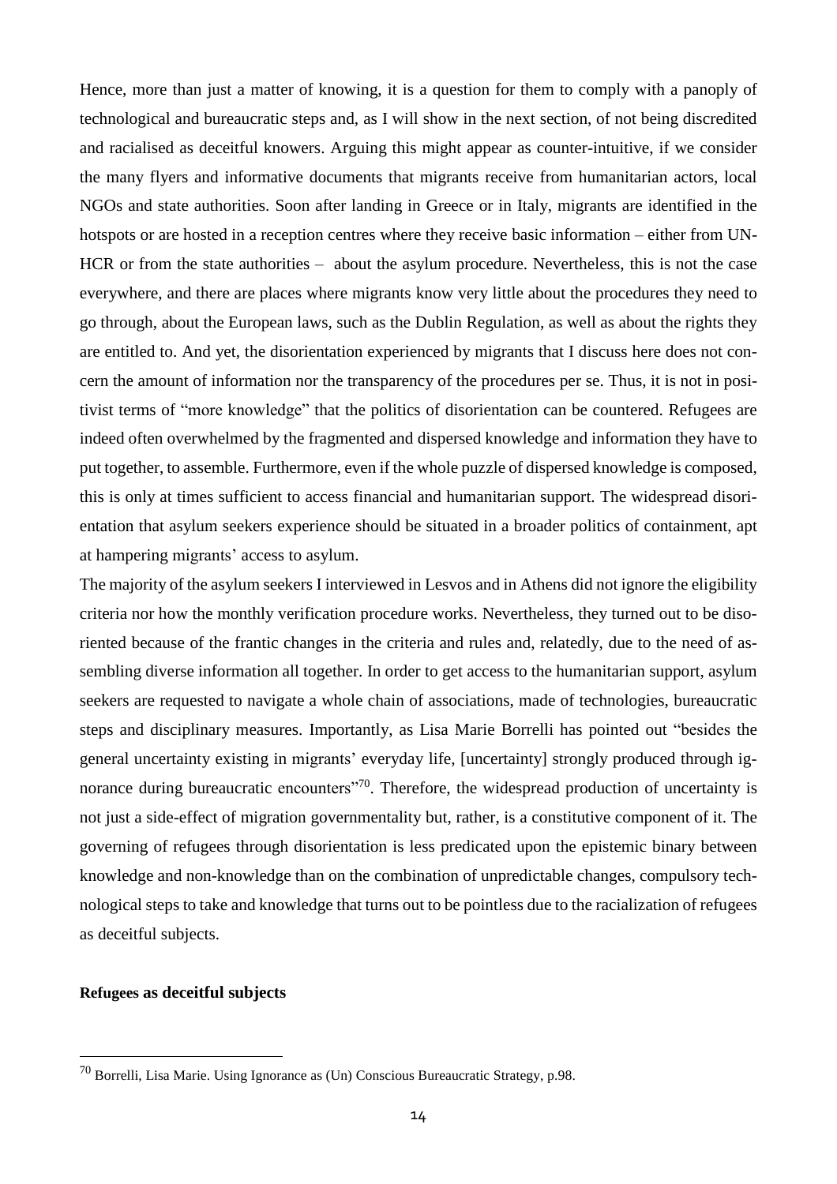Hence, more than just a matter of knowing, it is a question for them to comply with a panoply of technological and bureaucratic steps and, as I will show in the next section, of not being discredited and racialised as deceitful knowers. Arguing this might appear as counter-intuitive, if we consider the many flyers and informative documents that migrants receive from humanitarian actors, local NGOs and state authorities. Soon after landing in Greece or in Italy, migrants are identified in the hotspots or are hosted in a reception centres where they receive basic information – either from UNHCR or from the state authorities – about the asylum procedure. Nevertheless, this is not the case everywhere, and there are places where migrants know very little about the procedures they need to go through, about the European laws, such as the Dublin Regulation, as well as about the rights they are entitled to. And yet, the disorientation experienced by migrants that I discuss here does not concern the amount of information nor the transparency of the procedures per se. Thus, it is not in positivist terms of "more knowledge" that the politics of disorientation can be countered. Refugees are indeed often overwhelmed by the fragmented and dispersed knowledge and information they have to put together, to assemble. Furthermore, even if the whole puzzle of dispersed knowledge is composed, this is only at times sufficient to access financial and humanitarian support. The widespread disorientation that asylum seekers experience should be situated in a broader politics of containment, apt at hampering migrants' access to asylum.

The majority of the asylum seekers I interviewed in Lesvos and in Athens did not ignore the eligibility criteria nor how the monthly verification procedure works. Nevertheless, they turned out to be disoriented because of the frantic changes in the criteria and rules and, relatedly, due to the need of assembling diverse information all together. In order to get access to the humanitarian support, asylum seekers are requested to navigate a whole chain of associations, made of technologies, bureaucratic steps and disciplinary measures. Importantly, as Lisa Marie Borrelli has pointed out "besides the general uncertainty existing in migrants' everyday life, [uncertainty] strongly produced through ignorance during bureaucratic encounters"[70]. Therefore, the widespread production of uncertainty is not just a side-effect of migration governmentality but, rather, is a constitutive component of it. The governing of refugees through disorientation is less predicated upon the epistemic binary between knowledge and non-knowledge than on the combination of unpredictable changes, compulsory technological steps to take and knowledge that turns out to be pointless due to the racialization of refugees as deceitful subjects.

**Refugees as deceitful subjects**

[70] Borrelli, Lisa Marie. Using Ignorance as (Un) Conscious Bureaucratic Strategy, p.98.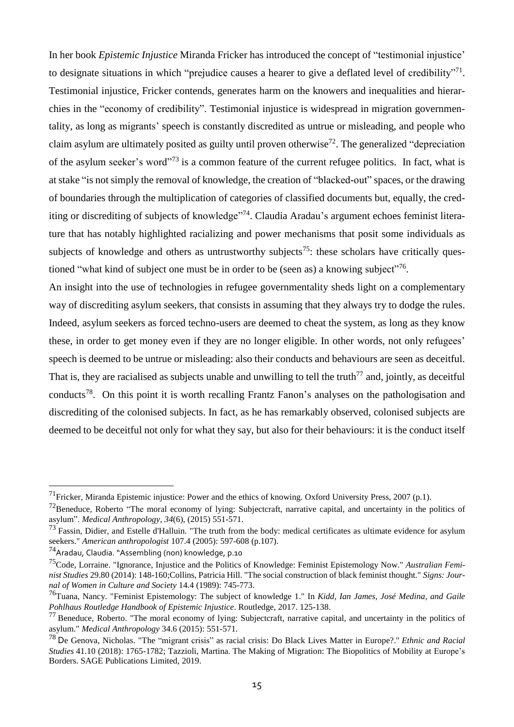In her book *Epistemic Injustice* Miranda Fricker has introduced the concept of "testimonial injustice' to designate situations in which "prejudice causes a hearer to give a deflated level of credibility"[71]. Testimonial injustice, Fricker contends, generates harm on the knowers and inequalities and hierarchies in the "economy of credibility". Testimonial injustice is widespread in migration governmentality, as long as migrants' speech is constantly discredited as untrue or misleading, and people who claim asylum are ultimately posited as guilty until proven otherwise[72]. The generalized "depreciation of the asylum seeker's word"[73] is a common feature of the current refugee politics. In fact, what is at stake "is not simply the removal of knowledge, the creation of "blacked-out" spaces, or the drawing of boundaries through the multiplication of categories of classified documents but, equally, the crediting or discrediting of subjects of knowledge"[74]. Claudia Aradau's argument echoes feminist literature that has notably highlighted racializing and power mechanisms that posit some individuals as subjects of knowledge and others as untrustworthy subjects[75]: these scholars have critically questioned "what kind of subject one must be in order to be (seen as) a knowing subject"[76].

An insight into the use of technologies in refugee governmentality sheds light on a complementary way of discrediting asylum seekers, that consists in assuming that they always try to dodge the rules. Indeed, asylum seekers as forced techno-users are deemed to cheat the system, as long as they know these, in order to get money even if they are no longer eligible. In other words, not only refugees' speech is deemed to be untrue or misleading: also their conducts and behaviours are seen as deceitful. That is, they are racialised as subjects unable and unwilling to tell the truth[77] and, jointly, as deceitful conducts[78]. On this point it is worth recalling Frantz Fanon's analyses on the pathologisation and discrediting of the colonised subjects. In fact, as he has remarkably observed, colonised subjects are deemed to be deceitful not only for what they say, but also for their behaviours: it is the conduct itself

---

[71] Fricker, Miranda Epistemic injustice: Power and the ethics of knowing. Oxford University Press, 2007 (p.1).

[72] Beneduce, Roberto "The moral economy of lying: Subjectcraft, narrative capital, and uncertainty in the politics of asylum". *Medical Anthropology*, *34*(6), (2015) 551-571.

[73] Fassin, Didier, and Estelle d'Halluin. "The truth from the body: medical certificates as ultimate evidence for asylum seekers." *American anthropologist* 107.4 (2005): 597-608 (p.107).

[74] Aradau, Claudia. "Assembling (non) knowledge, p.10

[75] Code, Lorraine. "Ignorance, Injustice and the Politics of Knowledge: Feminist Epistemology Now." *Australian Feminist Studies* 29.80 (2014): 148-160;Collins, Patricia Hill. "The social construction of black feminist thought." *Signs: Journal of Women in Culture and Society* 14.4 (1989): 745-773.

[76] Tuana, Nancy. "Feminist Epistemology: The subject of knowledge 1." In *Kidd, Ian James, José Medina, and Gaile Pohlhaus Routledge Handbook of Epistemic Injustice*. Routledge, 2017. 125-138.

[77] Beneduce, Roberto. "The moral economy of lying: Subjectcraft, narrative capital, and uncertainty in the politics of asylum." *Medical Anthropology* 34.6 (2015): 551-571.

[78] De Genova, Nicholas. "The "migrant crisis" as racial crisis: Do Black Lives Matter in Europe?." *Ethnic and Racial Studies* 41.10 (2018): 1765-1782; Tazzioli, Martina. The Making of Migration: The Biopolitics of Mobility at Europe's Borders. SAGE Publications Limited, 2019.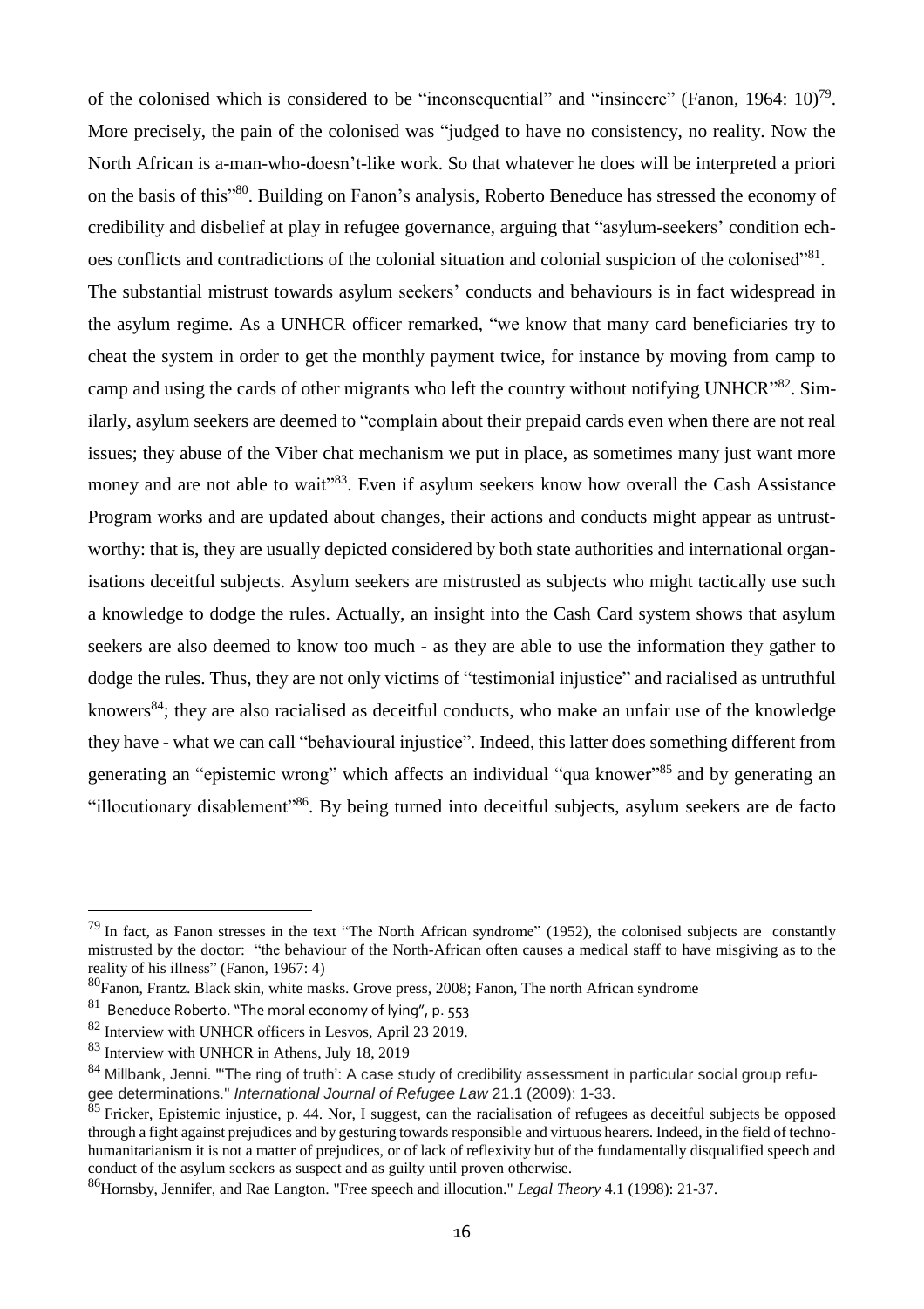of the colonised which is considered to be "inconsequential" and "insincere" (Fanon, 1964: 10)[79]. More precisely, the pain of the colonised was "judged to have no consistency, no reality. Now the North African is a-man-who-doesn't-like work. So that whatever he does will be interpreted a priori on the basis of this"[80]. Building on Fanon's analysis, Roberto Beneduce has stressed the economy of credibility and disbelief at play in refugee governance, arguing that "asylum-seekers' condition echoes conflicts and contradictions of the colonial situation and colonial suspicion of the colonised"[81].

The substantial mistrust towards asylum seekers' conducts and behaviours is in fact widespread in the asylum regime. As a UNHCR officer remarked, "we know that many card beneficiaries try to cheat the system in order to get the monthly payment twice, for instance by moving from camp to camp and using the cards of other migrants who left the country without notifying UNHCR"[82]. Similarly, asylum seekers are deemed to "complain about their prepaid cards even when there are not real issues; they abuse of the Viber chat mechanism we put in place, as sometimes many just want more money and are not able to wait"[83]. Even if asylum seekers know how overall the Cash Assistance Program works and are updated about changes, their actions and conducts might appear as untrustworthy: that is, they are usually depicted considered by both state authorities and international organisations deceitful subjects. Asylum seekers are mistrusted as subjects who might tactically use such a knowledge to dodge the rules. Actually, an insight into the Cash Card system shows that asylum seekers are also deemed to know too much - as they are able to use the information they gather to dodge the rules. Thus, they are not only victims of "testimonial injustice" and racialised as untruthful knowers[84]; they are also racialised as deceitful conducts, who make an unfair use of the knowledge they have - what we can call "behavioural injustice". Indeed, this latter does something different from generating an "epistemic wrong" which affects an individual "qua knower"[85] and by generating an "illocutionary disablement"[86]. By being turned into deceitful subjects, asylum seekers are de facto

---

[79] In fact, as Fanon stresses in the text "The North African syndrome" (1952), the colonised subjects are constantly mistrusted by the doctor: "the behaviour of the North-African often causes a medical staff to have misgiving as to the reality of his illness" (Fanon, 1967: 4)

[80] Fanon, Frantz. Black skin, white masks. Grove press, 2008; Fanon, The north African syndrome

[81] Beneduce Roberto. "The moral economy of lying", p. 553

[82] Interview with UNHCR officers in Lesvos, April 23 2019.

[83] Interview with UNHCR in Athens, July 18, 2019

[84] Millbank, Jenni. "'The ring of truth': A case study of credibility assessment in particular social group refugee determinations." *International Journal of Refugee Law* 21.1 (2009): 1-33.

[85] Fricker, Epistemic injustice, p. 44. Nor, I suggest, can the racialisation of refugees as deceitful subjects be opposed through a fight against prejudices and by gesturing towards responsible and virtuous hearers. Indeed, in the field of techno-humanitarianism it is not a matter of prejudices, or of lack of reflexivity but of the fundamentally disqualified speech and conduct of the asylum seekers as suspect and as guilty until proven otherwise.

[86] Hornsby, Jennifer, and Rae Langton. "Free speech and illocution." *Legal Theory* 4.1 (1998): 21-37.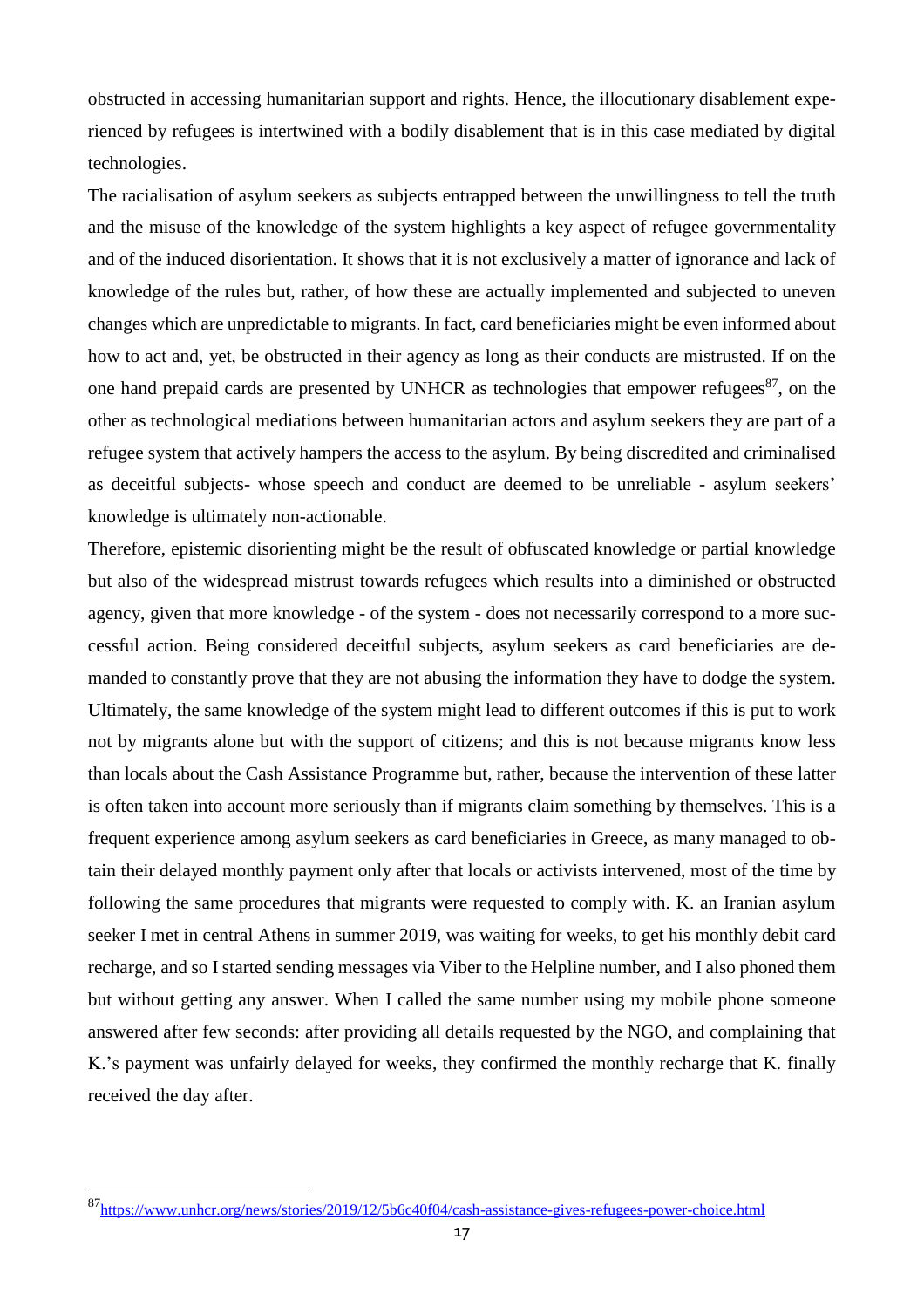obstructed in accessing humanitarian support and rights. Hence, the illocutionary disablement experienced by refugees is intertwined with a bodily disablement that is in this case mediated by digital technologies.

The racialisation of asylum seekers as subjects entrapped between the unwillingness to tell the truth and the misuse of the knowledge of the system highlights a key aspect of refugee governmentality and of the induced disorientation. It shows that it is not exclusively a matter of ignorance and lack of knowledge of the rules but, rather, of how these are actually implemented and subjected to uneven changes which are unpredictable to migrants. In fact, card beneficiaries might be even informed about how to act and, yet, be obstructed in their agency as long as their conducts are mistrusted. If on the one hand prepaid cards are presented by UNHCR as technologies that empower refugees[87], on the other as technological mediations between humanitarian actors and asylum seekers they are part of a refugee system that actively hampers the access to the asylum. By being discredited and criminalised as deceitful subjects- whose speech and conduct are deemed to be unreliable - asylum seekers' knowledge is ultimately non-actionable.

Therefore, epistemic disorienting might be the result of obfuscated knowledge or partial knowledge but also of the widespread mistrust towards refugees which results into a diminished or obstructed agency, given that more knowledge - of the system - does not necessarily correspond to a more successful action. Being considered deceitful subjects, asylum seekers as card beneficiaries are demanded to constantly prove that they are not abusing the information they have to dodge the system. Ultimately, the same knowledge of the system might lead to different outcomes if this is put to work not by migrants alone but with the support of citizens; and this is not because migrants know less than locals about the Cash Assistance Programme but, rather, because the intervention of these latter is often taken into account more seriously than if migrants claim something by themselves. This is a frequent experience among asylum seekers as card beneficiaries in Greece, as many managed to obtain their delayed monthly payment only after that locals or activists intervened, most of the time by following the same procedures that migrants were requested to comply with. K. an Iranian asylum seeker I met in central Athens in summer 2019, was waiting for weeks, to get his monthly debit card recharge, and so I started sending messages via Viber to the Helpline number, and I also phoned them but without getting any answer. When I called the same number using my mobile phone someone answered after few seconds: after providing all details requested by the NGO, and complaining that K.'s payment was unfairly delayed for weeks, they confirmed the monthly recharge that K. finally received the day after.

---

[87] https://www.unhcr.org/news/stories/2019/12/5b6c40f04/cash-assistance-gives-refugees-power-choice.html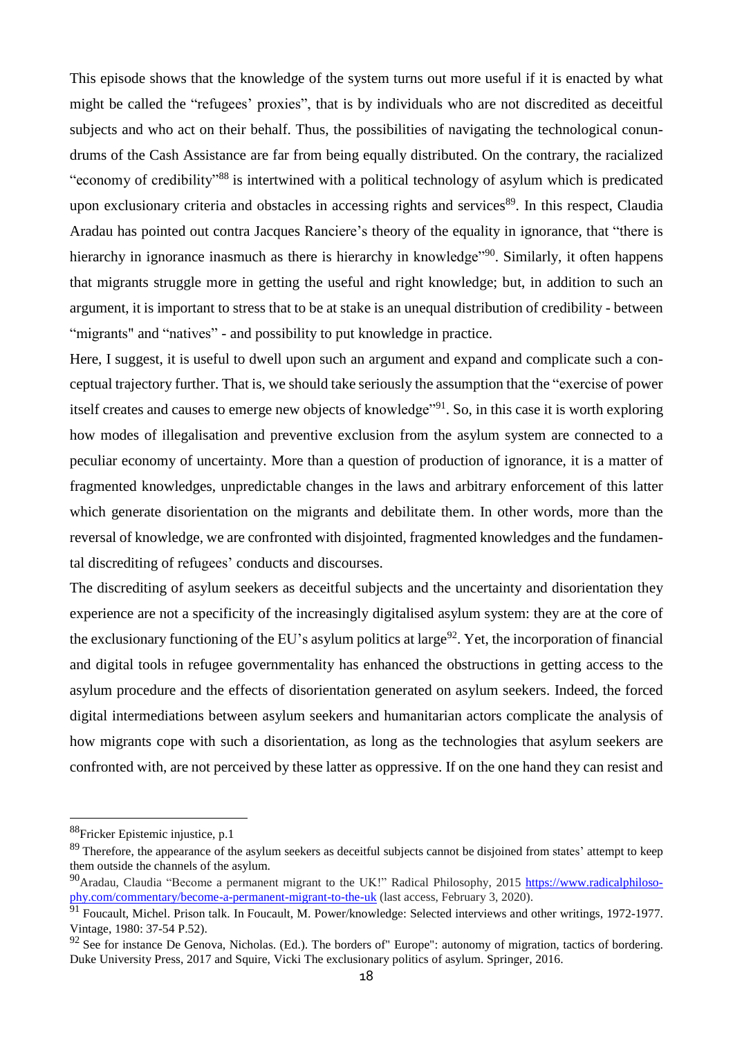This episode shows that the knowledge of the system turns out more useful if it is enacted by what might be called the "refugees' proxies", that is by individuals who are not discredited as deceitful subjects and who act on their behalf. Thus, the possibilities of navigating the technological conundrums of the Cash Assistance are far from being equally distributed. On the contrary, the racialized "economy of credibility"[88] is intertwined with a political technology of asylum which is predicated upon exclusionary criteria and obstacles in accessing rights and services[89]. In this respect, Claudia Aradau has pointed out contra Jacques Ranciere's theory of the equality in ignorance, that "there is hierarchy in ignorance inasmuch as there is hierarchy in knowledge"[90]. Similarly, it often happens that migrants struggle more in getting the useful and right knowledge; but, in addition to such an argument, it is important to stress that to be at stake is an unequal distribution of credibility - between "migrants" and "natives" - and possibility to put knowledge in practice.

Here, I suggest, it is useful to dwell upon such an argument and expand and complicate such a conceptual trajectory further. That is, we should take seriously the assumption that the "exercise of power itself creates and causes to emerge new objects of knowledge"[91]. So, in this case it is worth exploring how modes of illegalisation and preventive exclusion from the asylum system are connected to a peculiar economy of uncertainty. More than a question of production of ignorance, it is a matter of fragmented knowledges, unpredictable changes in the laws and arbitrary enforcement of this latter which generate disorientation on the migrants and debilitate them. In other words, more than the reversal of knowledge, we are confronted with disjointed, fragmented knowledges and the fundamental discrediting of refugees' conducts and discourses.

The discrediting of asylum seekers as deceitful subjects and the uncertainty and disorientation they experience are not a specificity of the increasingly digitalised asylum system: they are at the core of the exclusionary functioning of the EU's asylum politics at large[92]. Yet, the incorporation of financial and digital tools in refugee governmentality has enhanced the obstructions in getting access to the asylum procedure and the effects of disorientation generated on asylum seekers. Indeed, the forced digital intermediations between asylum seekers and humanitarian actors complicate the analysis of how migrants cope with such a disorientation, as long as the technologies that asylum seekers are confronted with, are not perceived by these latter as oppressive. If on the one hand they can resist and

---

[88] Fricker Epistemic injustice, p.1

[89] Therefore, the appearance of the asylum seekers as deceitful subjects cannot be disjoined from states' attempt to keep them outside the channels of the asylum.

[90] Aradau, Claudia "Become a permanent migrant to the UK!" Radical Philosophy, 2015 https://www.radicalphilosophy.com/commentary/become-a-permanent-migrant-to-the-uk (last access, February 3, 2020).

[91] Foucault, Michel. Prison talk. In Foucault, M. Power/knowledge: Selected interviews and other writings, 1972-1977. Vintage, 1980: 37-54 P.52).

[92] See for instance De Genova, Nicholas. (Ed.). The borders of" Europe": autonomy of migration, tactics of bordering. Duke University Press, 2017 and Squire, Vicki The exclusionary politics of asylum. Springer, 2016.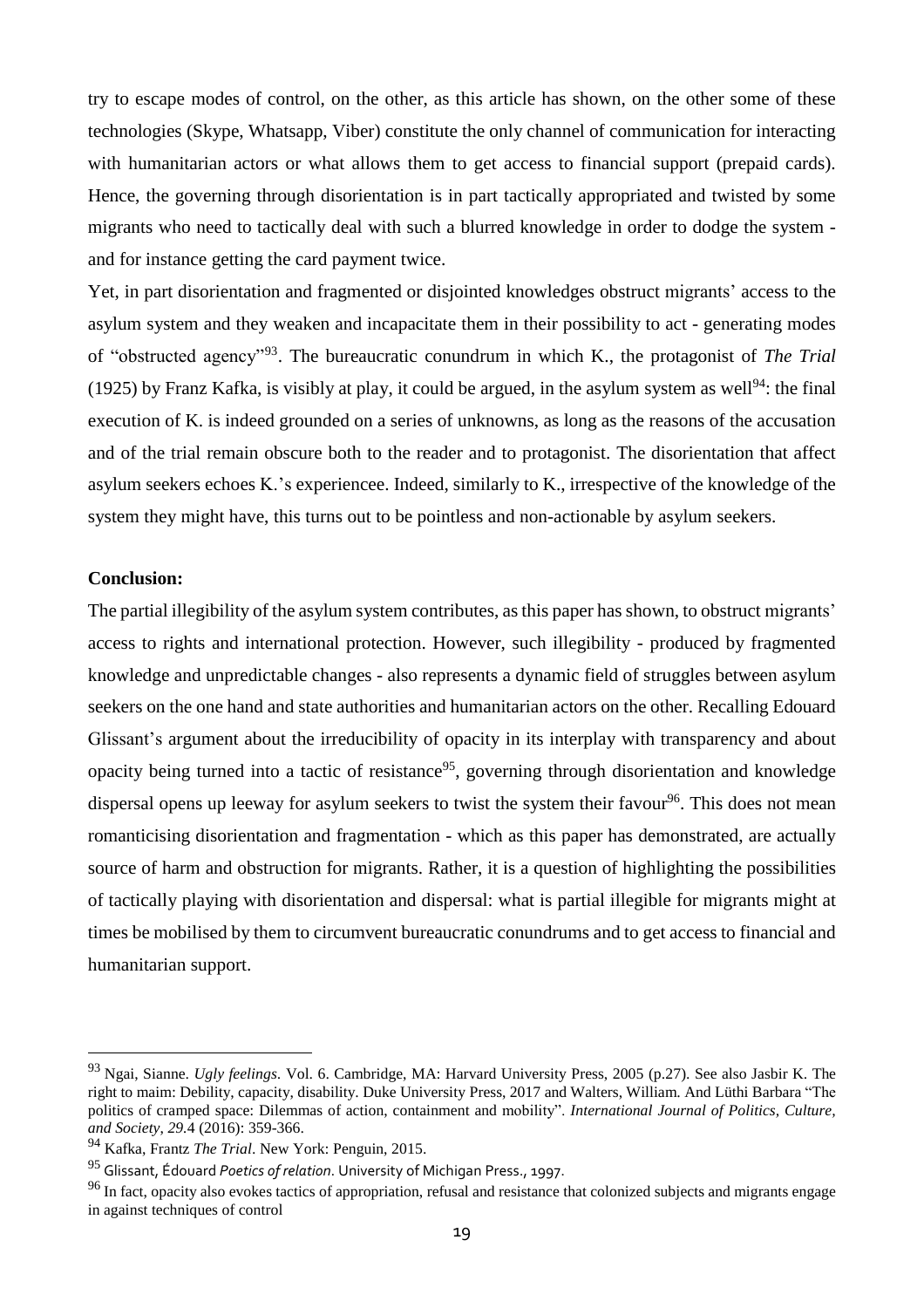try to escape modes of control, on the other, as this article has shown, on the other some of these technologies (Skype, Whatsapp, Viber) constitute the only channel of communication for interacting with humanitarian actors or what allows them to get access to financial support (prepaid cards). Hence, the governing through disorientation is in part tactically appropriated and twisted by some migrants who need to tactically deal with such a blurred knowledge in order to dodge the system - and for instance getting the card payment twice.

Yet, in part disorientation and fragmented or disjointed knowledges obstruct migrants' access to the asylum system and they weaken and incapacitate them in their possibility to act - generating modes of "obstructed agency"[93]. The bureaucratic conundrum in which K., the protagonist of *The Trial* (1925) by Franz Kafka, is visibly at play, it could be argued, in the asylum system as well[94]: the final execution of K. is indeed grounded on a series of unknowns, as long as the reasons of the accusation and of the trial remain obscure both to the reader and to protagonist. The disorientation that affect asylum seekers echoes K.'s experiencee. Indeed, similarly to K., irrespective of the knowledge of the system they might have, this turns out to be pointless and non-actionable by asylum seekers.

**Conclusion:**

The partial illegibility of the asylum system contributes, as this paper has shown, to obstruct migrants' access to rights and international protection. However, such illegibility - produced by fragmented knowledge and unpredictable changes - also represents a dynamic field of struggles between asylum seekers on the one hand and state authorities and humanitarian actors on the other. Recalling Edouard Glissant's argument about the irreducibility of opacity in its interplay with transparency and about opacity being turned into a tactic of resistance[95], governing through disorientation and knowledge dispersal opens up leeway for asylum seekers to twist the system their favour[96]. This does not mean romanticising disorientation and fragmentation - which as this paper has demonstrated, are actually source of harm and obstruction for migrants. Rather, it is a question of highlighting the possibilities of tactically playing with disorientation and dispersal: what is partial illegible for migrants might at times be mobilised by them to circumvent bureaucratic conundrums and to get access to financial and humanitarian support.

---

[93] Ngai, Sianne. *Ugly feelings*. Vol. 6. Cambridge, MA: Harvard University Press, 2005 (p.27). See also Jasbir K. The right to maim: Debility, capacity, disability. Duke University Press, 2017 and Walters, William. And Lüthi Barbara "The politics of cramped space: Dilemmas of action, containment and mobility". *International Journal of Politics, Culture, and Society*, *29*.4 (2016): 359-366.

[94] Kafka, Frantz *The Trial*. New York: Penguin, 2015.

[95] Glissant, Édouard *Poetics of relation*. University of Michigan Press., 1997.

[96] In fact, opacity also evokes tactics of appropriation, refusal and resistance that colonized subjects and migrants engage in against techniques of control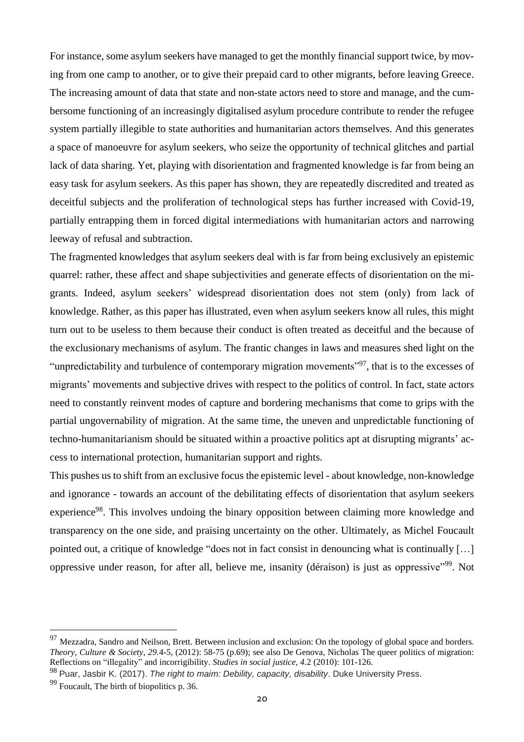For instance, some asylum seekers have managed to get the monthly financial support twice, by moving from one camp to another, or to give their prepaid card to other migrants, before leaving Greece. The increasing amount of data that state and non-state actors need to store and manage, and the cumbersome functioning of an increasingly digitalised asylum procedure contribute to render the refugee system partially illegible to state authorities and humanitarian actors themselves. And this generates a space of manoeuvre for asylum seekers, who seize the opportunity of technical glitches and partial lack of data sharing. Yet, playing with disorientation and fragmented knowledge is far from being an easy task for asylum seekers. As this paper has shown, they are repeatedly discredited and treated as deceitful subjects and the proliferation of technological steps has further increased with Covid-19, partially entrapping them in forced digital intermediations with humanitarian actors and narrowing leeway of refusal and subtraction.

The fragmented knowledges that asylum seekers deal with is far from being exclusively an epistemic quarrel: rather, these affect and shape subjectivities and generate effects of disorientation on the migrants. Indeed, asylum seekers' widespread disorientation does not stem (only) from lack of knowledge. Rather, as this paper has illustrated, even when asylum seekers know all rules, this might turn out to be useless to them because their conduct is often treated as deceitful and the because of the exclusionary mechanisms of asylum. The frantic changes in laws and measures shed light on the "unpredictability and turbulence of contemporary migration movements"[97], that is to the excesses of migrants' movements and subjective drives with respect to the politics of control. In fact, state actors need to constantly reinvent modes of capture and bordering mechanisms that come to grips with the partial ungovernability of migration. At the same time, the uneven and unpredictable functioning of techno-humanitarianism should be situated within a proactive politics apt at disrupting migrants' access to international protection, humanitarian support and rights.

This pushes us to shift from an exclusive focus the epistemic level - about knowledge, non-knowledge and ignorance - towards an account of the debilitating effects of disorientation that asylum seekers experience[98]. This involves undoing the binary opposition between claiming more knowledge and transparency on the one side, and praising uncertainty on the other. Ultimately, as Michel Foucault pointed out, a critique of knowledge "does not in fact consist in denouncing what is continually […] oppressive under reason, for after all, believe me, insanity (déraison) is just as oppressive"[99]. Not

---

[97] Mezzadra, Sandro and Neilson, Brett. Between inclusion and exclusion: On the topology of global space and borders. *Theory, Culture & Society*, *29*.4-5, (2012): 58-75 (p.69); see also De Genova, Nicholas The queer politics of migration: Reflections on "illegality" and incorrigibility. *Studies in social justice*, *4*.2 (2010): 101-126.

[98] Puar, Jasbir K. (2017). *The right to maim: Debility, capacity, disability*. Duke University Press.

[99] Foucault, The birth of biopolitics p. 36.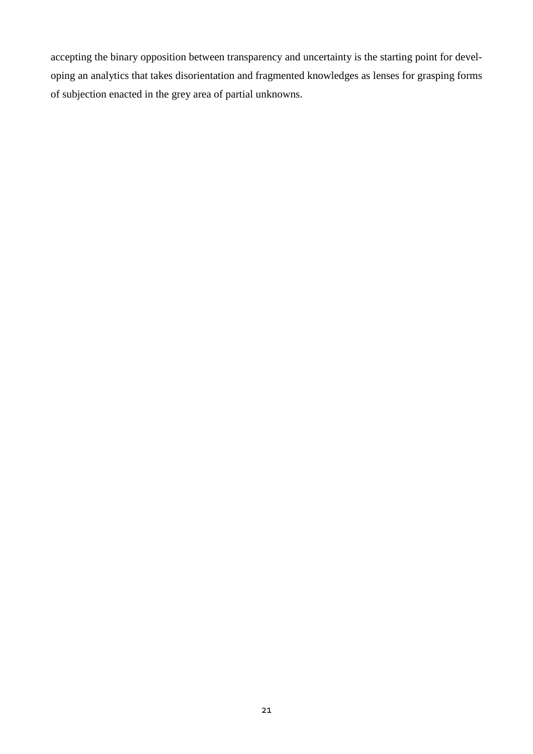accepting the binary opposition between transparency and uncertainty is the starting point for developing an analytics that takes disorientation and fragmented knowledges as lenses for grasping forms of subjection enacted in the grey area of partial unknowns.